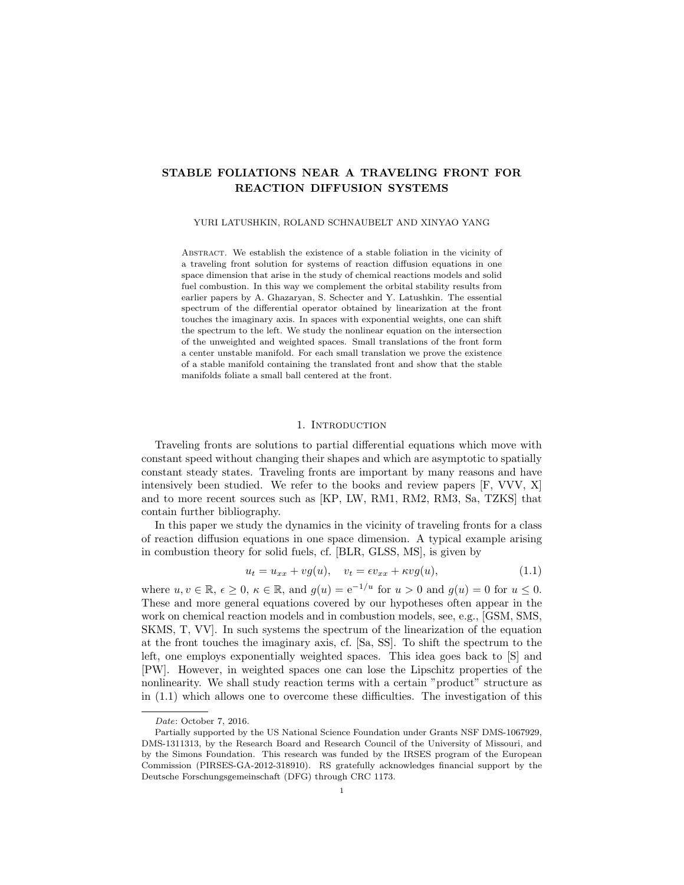# STABLE FOLIATIONS NEAR A TRAVELING FRONT FOR REACTION DIFFUSION SYSTEMS

YURI LATUSHKIN, ROLAND SCHNAUBELT AND XINYAO YANG

Abstract. We establish the existence of a stable foliation in the vicinity of a traveling front solution for systems of reaction diffusion equations in one space dimension that arise in the study of chemical reactions models and solid fuel combustion. In this way we complement the orbital stability results from earlier papers by A. Ghazaryan, S. Schecter and Y. Latushkin. The essential spectrum of the differential operator obtained by linearization at the front touches the imaginary axis. In spaces with exponential weights, one can shift the spectrum to the left. We study the nonlinear equation on the intersection of the unweighted and weighted spaces. Small translations of the front form a center unstable manifold. For each small translation we prove the existence of a stable manifold containing the translated front and show that the stable manifolds foliate a small ball centered at the front.

## 1. Introduction

Traveling fronts are solutions to partial differential equations which move with constant speed without changing their shapes and which are asymptotic to spatially constant steady states. Traveling fronts are important by many reasons and have intensively been studied. We refer to the books and review papers [F, VVV, X] and to more recent sources such as [KP, LW, RM1, RM2, RM3, Sa, TZKS] that contain further bibliography.

In this paper we study the dynamics in the vicinity of traveling fronts for a class of reaction diffusion equations in one space dimension. A typical example arising in combustion theory for solid fuels, cf. [BLR, GLSS, MS], is given by

$$u_t = u_{xx} + vg(u), \quad v_t = \epsilon v_{xx} + \kappa vg(u), \tag{1.1}$$

where $u, v \in \mathbb{R}$, $\epsilon \geq 0$, $\kappa \in \mathbb{R}$, and $g(u) = \mathrm{e}^{-1/u}$ for $u > 0$ and $g(u) = 0$ for $u \leq 0$. These and more general equations covered by our hypotheses often appear in the work on chemical reaction models and in combustion models, see, e.g., [GSM, SMS, SKMS, T, VV]. In such systems the spectrum of the linearization of the equation at the front touches the imaginary axis, cf. [Sa, SS]. To shift the spectrum to the left, one employs exponentially weighted spaces. This idea goes back to [S] and [PW]. However, in weighted spaces one can lose the Lipschitz properties of the nonlinearity. We shall study reaction terms with a certain "product" structure as in (1.1) which allows one to overcome these difficulties. The investigation of this

*Date*: October 7, 2016.

Partially supported by the US National Science Foundation under Grants NSF DMS-1067929, DMS-1311313, by the Research Board and Research Council of the University of Missouri, and by the Simons Foundation. This research was funded by the IRSES program of the European Commission (PIRSES-GA-2012-318910). RS gratefully acknowledges financial support by the Deutsche Forschungsgemeinschaft (DFG) through CRC 1173.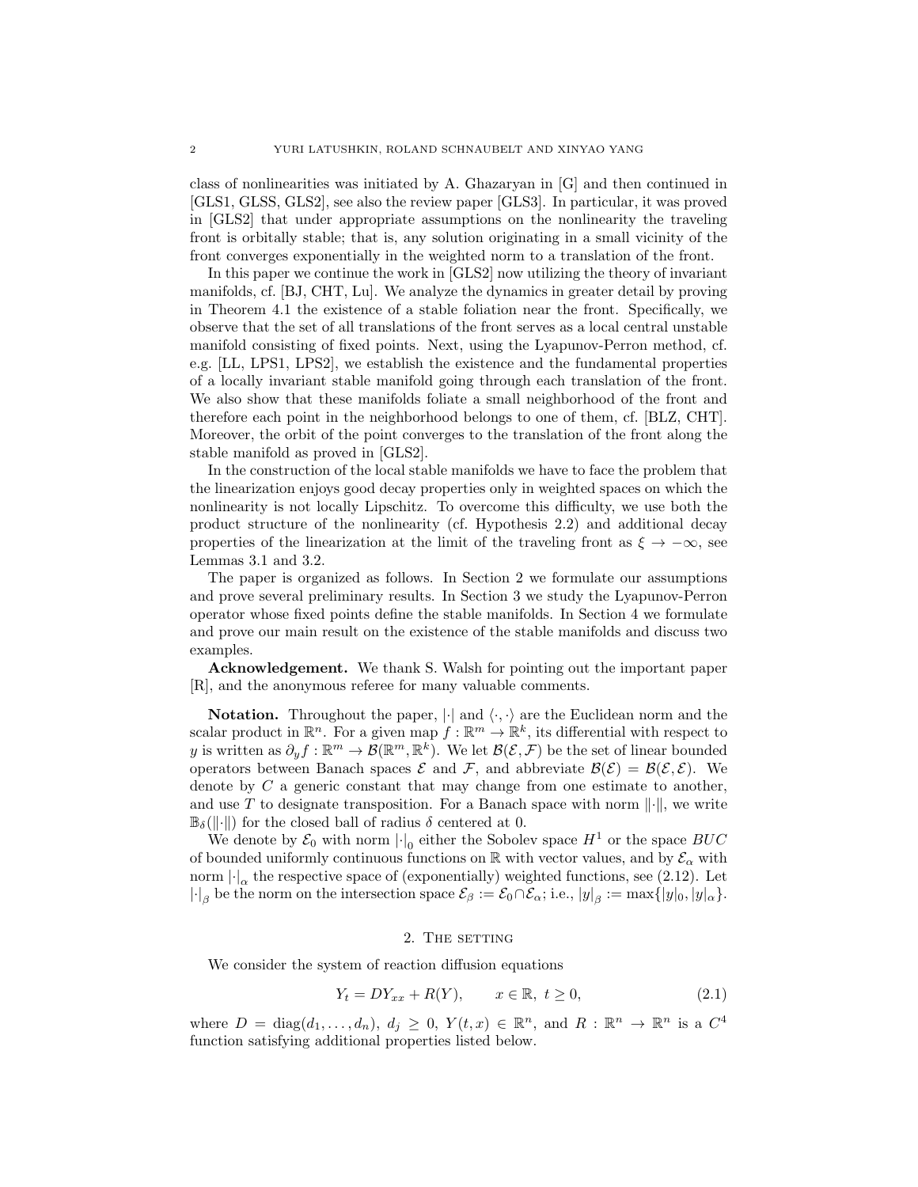class of nonlinearities was initiated by A. Ghazaryan in [G] and then continued in [GLS1, GLSS, GLS2], see also the review paper [GLS3]. In particular, it was proved in [GLS2] that under appropriate assumptions on the nonlinearity the traveling front is orbitally stable; that is, any solution originating in a small vicinity of the front converges exponentially in the weighted norm to a translation of the front.

In this paper we continue the work in [GLS2] now utilizing the theory of invariant manifolds, cf. [BJ, CHT, Lu]. We analyze the dynamics in greater detail by proving in Theorem 4.1 the existence of a stable foliation near the front. Specifically, we observe that the set of all translations of the front serves as a local central unstable manifold consisting of fixed points. Next, using the Lyapunov-Perron method, cf. e.g. [LL, LPS1, LPS2], we establish the existence and the fundamental properties of a locally invariant stable manifold going through each translation of the front. We also show that these manifolds foliate a small neighborhood of the front and therefore each point in the neighborhood belongs to one of them, cf. [BLZ, CHT]. Moreover, the orbit of the point converges to the translation of the front along the stable manifold as proved in [GLS2].

In the construction of the local stable manifolds we have to face the problem that the linearization enjoys good decay properties only in weighted spaces on which the nonlinearity is not locally Lipschitz. To overcome this difficulty, we use both the product structure of the nonlinearity (cf. Hypothesis 2.2) and additional decay properties of the linearization at the limit of the traveling front as $\xi \to -\infty$, see Lemmas 3.1 and 3.2.

The paper is organized as follows. In Section 2 we formulate our assumptions and prove several preliminary results. In Section 3 we study the Lyapunov-Perron operator whose fixed points define the stable manifolds. In Section 4 we formulate and prove our main result on the existence of the stable manifolds and discuss two examples.

**Acknowledgement.** We thank S. Walsh for pointing out the important paper [R], and the anonymous referee for many valuable comments.

**Notation.** Throughout the paper, $|\cdot|$ and $\langle \cdot, \cdot \rangle$ are the Euclidean norm and the scalar product in $\mathbb{R}^n$. For a given map $f : \mathbb{R}^m \to \mathbb{R}^k$, its differential with respect to $y$ is written as $\partial_y f : \mathbb{R}^m \to \mathcal{B}(\mathbb{R}^m, \mathbb{R}^k)$. We let $\mathcal{B}(\mathcal{E}, \mathcal{F})$ be the set of linear bounded operators between Banach spaces $\mathcal{E}$ and $\mathcal{F}$, and abbreviate $\mathcal{B}(\mathcal{E}) = \mathcal{B}(\mathcal{E}, \mathcal{E})$. We denote by $C$ a generic constant that may change from one estimate to another, and use $T$ to designate transposition. For a Banach space with norm $\|\cdot\|$, we write $\mathbb{B}_\delta(\|\cdot\|)$ for the closed ball of radius $\delta$ centered at 0.

We denote by $\mathcal{E}_0$ with norm $|\cdot|_0$ either the Sobolev space $H^1$ or the space $BUC$ of bounded uniformly continuous functions on $\mathbb{R}$ with vector values, and by $\mathcal{E}_\alpha$ with norm $|\cdot|_\alpha$ the respective space of (exponentially) weighted functions, see (2.12). Let $|\cdot|_\beta$ be the norm on the intersection space $\mathcal{E}_\beta := \mathcal{E}_0 \cap \mathcal{E}_\alpha$; i.e., $|y|_\beta := \max\{|y|_0, |y|_\alpha\}$.

## 2. The setting

We consider the system of reaction diffusion equations

$$Y_t = DY_{xx} + R(Y), \qquad x \in \mathbb{R},\ t \geq 0, \tag{2.1}$$

where $D = \operatorname{diag}(d_1, \ldots, d_n)$, $d_j \geq 0$, $Y(t, x) \in \mathbb{R}^n$, and $R : \mathbb{R}^n \to \mathbb{R}^n$ is a $C^4$ function satisfying additional properties listed below.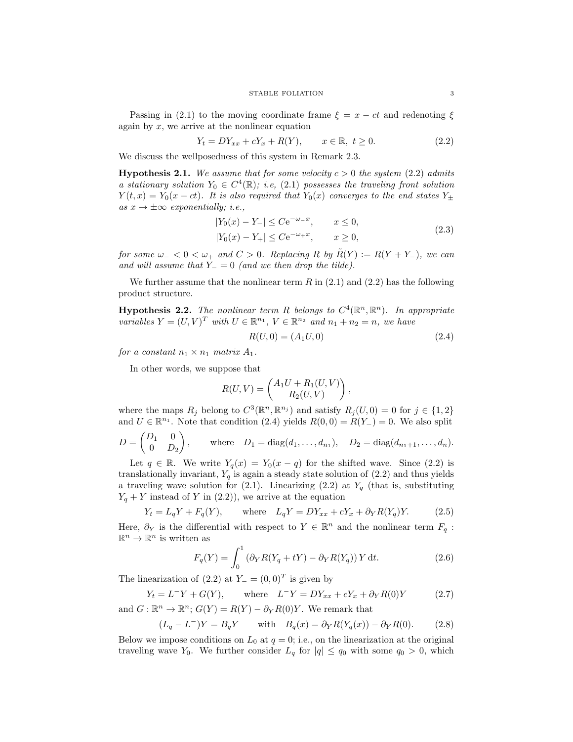Passing in (2.1) to the moving coordinate frame $\xi = x - ct$ and redenoting $\xi$ again by $x$, we arrive at the nonlinear equation

$$Y_t = DY_{xx} + cY_x + R(Y), \qquad x \in \mathbb{R},\ t \geq 0. \tag{2.2}$$

We discuss the wellposedness of this system in Remark 2.3.

**Hypothesis 2.1.** *We assume that for some velocity $c > 0$ the system (2.2) admits a stationary solution $Y_0 \in C^4(\mathbb{R})$; i.e, (2.1) possesses the traveling front solution $Y(t,x) = Y_0(x - ct)$. It is also required that $Y_0(x)$ converges to the end states $Y_\pm$ as $x \to \pm\infty$ exponentially; i.e.,*

$$\begin{aligned} |Y_0(x) - Y_-| &\leq C\mathrm{e}^{-\omega_- x}, \qquad x \leq 0, \\ |Y_0(x) - Y_+| &\leq C\mathrm{e}^{-\omega_+ x}, \qquad x \geq 0, \end{aligned} \tag{2.3}$$

*for some $\omega_- < 0 < \omega_+$ and $C > 0$. Replacing $R$ by $\tilde{R}(Y) := R(Y + Y_-)$, we can and will assume that $Y_- = 0$ (and we then drop the tilde).*

We further assume that the nonlinear term $R$ in (2.1) and (2.2) has the following product structure.

**Hypothesis 2.2.** *The nonlinear term $R$ belongs to $C^4(\mathbb{R}^n, \mathbb{R}^n)$. In appropriate variables $Y = (U, V)^T$ with $U \in \mathbb{R}^{n_1}$, $V \in \mathbb{R}^{n_2}$ and $n_1 + n_2 = n$, we have*

$$R(U, 0) = (A_1 U, 0) \tag{2.4}$$

*for a constant $n_1 \times n_1$ matrix $A_1$.*

In other words, we suppose that

$$R(U, V) = \begin{pmatrix} A_1 U + R_1(U, V) \\ R_2(U, V) \end{pmatrix},$$

where the maps $R_j$ belong to $C^3(\mathbb{R}^n, \mathbb{R}^{n_j})$ and satisfy $R_j(U, 0) = 0$ for $j \in \{1, 2\}$ and $U \in \mathbb{R}^{n_1}$. Note that condition (2.4) yields $R(0,0) = R(Y_-) = 0$. We also split

$$D = \begin{pmatrix} D_1 & 0 \\ 0 & D_2 \end{pmatrix}, \qquad \text{where} \quad D_1 = \operatorname{diag}(d_1, \ldots, d_{n_1}), \quad D_2 = \operatorname{diag}(d_{n_1+1}, \ldots, d_n).$$

Let $q \in \mathbb{R}$. We write $Y_q(x) = Y_0(x - q)$ for the shifted wave. Since (2.2) is translationally invariant, $Y_q$ is again a steady state solution of (2.2) and thus yields a traveling wave solution for (2.1). Linearizing (2.2) at $Y_q$ (that is, substituting $Y_q + Y$ instead of $Y$ in (2.2)), we arrive at the equation

$$Y_t = L_q Y + F_q(Y), \qquad \text{where} \quad L_q Y = DY_{xx} + cY_x + \partial_Y R(Y_q) Y. \tag{2.5}$$

Here, $\partial_Y$ is the differential with respect to $Y \in \mathbb{R}^n$ and the nonlinear term $F_q : \mathbb{R}^n \to \mathbb{R}^n$ is written as

$$F_q(Y) = \int_0^1 \left(\partial_Y R(Y_q + tY) - \partial_Y R(Y_q)\right) Y \,\mathrm{d}t. \tag{2.6}$$

The linearization of (2.2) at $Y_- = (0,0)^T$ is given by

$$Y_t = L^- Y + G(Y), \qquad \text{where} \quad L^- Y = DY_{xx} + cY_x + \partial_Y R(0) Y \tag{2.7}$$

and $G : \mathbb{R}^n \to \mathbb{R}^n$; $G(Y) = R(Y) - \partial_Y R(0) Y$. We remark that

$$(L_q - L^-)Y = B_q Y \qquad \text{with} \quad B_q(x) = \partial_Y R(Y_q(x)) - \partial_Y R(0). \tag{2.8}$$

Below we impose conditions on $L_0$ at $q = 0$; i.e., on the linearization at the original traveling wave $Y_0$. We further consider $L_q$ for $|q| \leq q_0$ with some $q_0 > 0$, which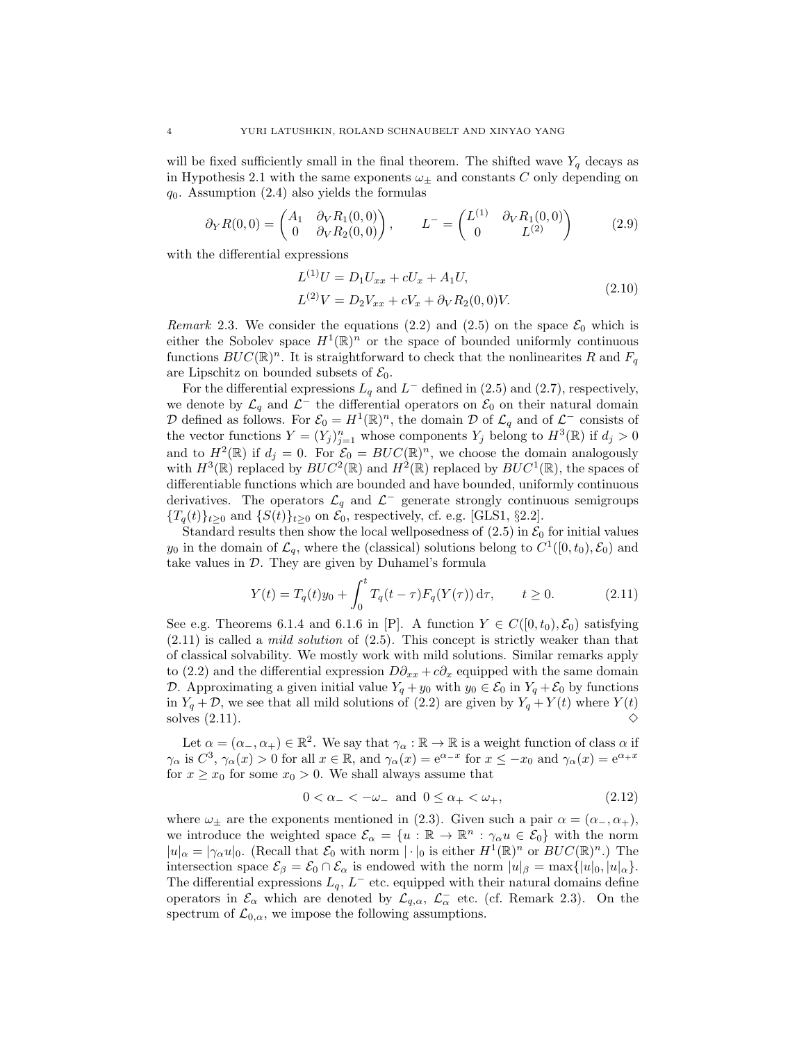will be fixed sufficiently small in the final theorem. The shifted wave $Y_q$ decays as in Hypothesis 2.1 with the same exponents $\omega_\pm$ and constants $C$ only depending on $q_0$. Assumption (2.4) also yields the formulas

$$\partial_Y R(0,0) = \begin{pmatrix} A_1 & \partial_V R_1(0,0) \\ 0 & \partial_V R_2(0,0) \end{pmatrix}, \qquad L^- = \begin{pmatrix} L^{(1)} & \partial_V R_1(0,0) \\ 0 & L^{(2)} \end{pmatrix} \tag{2.9}$$

with the differential expressions

$$\begin{aligned} L^{(1)}U &= D_1 U_{xx} + cU_x + A_1 U, \\ L^{(2)}V &= D_2 V_{xx} + cV_x + \partial_V R_2(0,0)V. \end{aligned} \tag{2.10}$$

*Remark* 2.3. We consider the equations (2.2) and (2.5) on the space $\mathcal{E}_0$ which is either the Sobolev space $H^1(\mathbb{R})^n$ or the space of bounded uniformly continuous functions $BUC(\mathbb{R})^n$. It is straightforward to check that the nonlinearites $R$ and $F_q$ are Lipschitz on bounded subsets of $\mathcal{E}_0$.

For the differential expressions $L_q$ and $L^-$ defined in (2.5) and (2.7), respectively, we denote by $\mathcal{L}_q$ and $\mathcal{L}^-$ the differential operators on $\mathcal{E}_0$ on their natural domain $\mathcal{D}$ defined as follows. For $\mathcal{E}_0 = H^1(\mathbb{R})^n$, the domain $\mathcal{D}$ of $\mathcal{L}_q$ and of $\mathcal{L}^-$ consists of the vector functions $Y = (Y_j)_{j=1}^n$ whose components $Y_j$ belong to $H^3(\mathbb{R})$ if $d_j > 0$ and to $H^2(\mathbb{R})$ if $d_j = 0$. For $\mathcal{E}_0 = BUC(\mathbb{R})^n$, we choose the domain analogously with $H^3(\mathbb{R})$ replaced by $BUC^2(\mathbb{R})$ and $H^2(\mathbb{R})$ replaced by $BUC^1(\mathbb{R})$, the spaces of differentiable functions which are bounded and have bounded, uniformly continuous derivatives. The operators $\mathcal{L}_q$ and $\mathcal{L}^-$ generate strongly continuous semigroups $\{T_q(t)\}_{t\geq 0}$ and $\{S(t)\}_{t\geq 0}$ on $\mathcal{E}_0$, respectively, cf. e.g. [GLS1, §2.2].

Standard results then show the local wellposedness of (2.5) in $\mathcal{E}_0$ for initial values $y_0$ in the domain of $\mathcal{L}_q$, where the (classical) solutions belong to $C^1([0,t_0),\mathcal{E}_0)$ and take values in $\mathcal{D}$. They are given by Duhamel's formula

$$Y(t) = T_q(t)y_0 + \int_0^t T_q(t-\tau)F_q(Y(\tau))\,\mathrm{d}\tau, \qquad t \geq 0. \tag{2.11}$$

See e.g. Theorems 6.1.4 and 6.1.6 in [P]. A function $Y \in C([0,t_0),\mathcal{E}_0)$ satisfying (2.11) is called a *mild solution* of (2.5). This concept is strictly weaker than that of classical solvability. We mostly work with mild solutions. Similar remarks apply to (2.2) and the differential expression $D\partial_{xx} + c\partial_x$ equipped with the same domain $\mathcal{D}$. Approximating a given initial value $Y_q + y_0$ with $y_0 \in \mathcal{E}_0$ in $Y_q + \mathcal{E}_0$ by functions in $Y_q + \mathcal{D}$, we see that all mild solutions of (2.2) are given by $Y_q + Y(t)$ where $Y(t)$ solves (2.11). $\diamond$

Let $\alpha = (\alpha_-, \alpha_+) \in \mathbb{R}^2$. We say that $\gamma_\alpha : \mathbb{R} \to \mathbb{R}$ is a weight function of class $\alpha$ if $\gamma_\alpha$ is $C^3$, $\gamma_\alpha(x) > 0$ for all $x \in \mathbb{R}$, and $\gamma_\alpha(x) = \mathrm{e}^{\alpha_- x}$ for $x \leq -x_0$ and $\gamma_\alpha(x) = \mathrm{e}^{\alpha_+ x}$ for $x \geq x_0$ for some $x_0 > 0$. We shall always assume that

$$0 < \alpha_- < -\omega_- \text{ and } 0 \leq \alpha_+ < \omega_+, \tag{2.12}$$

where $\omega_\pm$ are the exponents mentioned in (2.3). Given such a pair $\alpha = (\alpha_-, \alpha_+)$, we introduce the weighted space $\mathcal{E}_\alpha = \{u : \mathbb{R} \to \mathbb{R}^n : \gamma_\alpha u \in \mathcal{E}_0\}$ with the norm $|u|_\alpha = |\gamma_\alpha u|_0$. (Recall that $\mathcal{E}_0$ with norm $|\cdot|_0$ is either $H^1(\mathbb{R})^n$ or $BUC(\mathbb{R})^n$.) The intersection space $\mathcal{E}_\beta = \mathcal{E}_0 \cap \mathcal{E}_\alpha$ is endowed with the norm $|u|_\beta = \max\{|u|_0, |u|_\alpha\}$. The differential expressions $L_q$, $L^-$ etc. equipped with their natural domains define operators in $\mathcal{E}_\alpha$ which are denoted by $\mathcal{L}_{q,\alpha}$, $\mathcal{L}_\alpha^-$ etc. (cf. Remark 2.3). On the spectrum of $\mathcal{L}_{0,\alpha}$, we impose the following assumptions.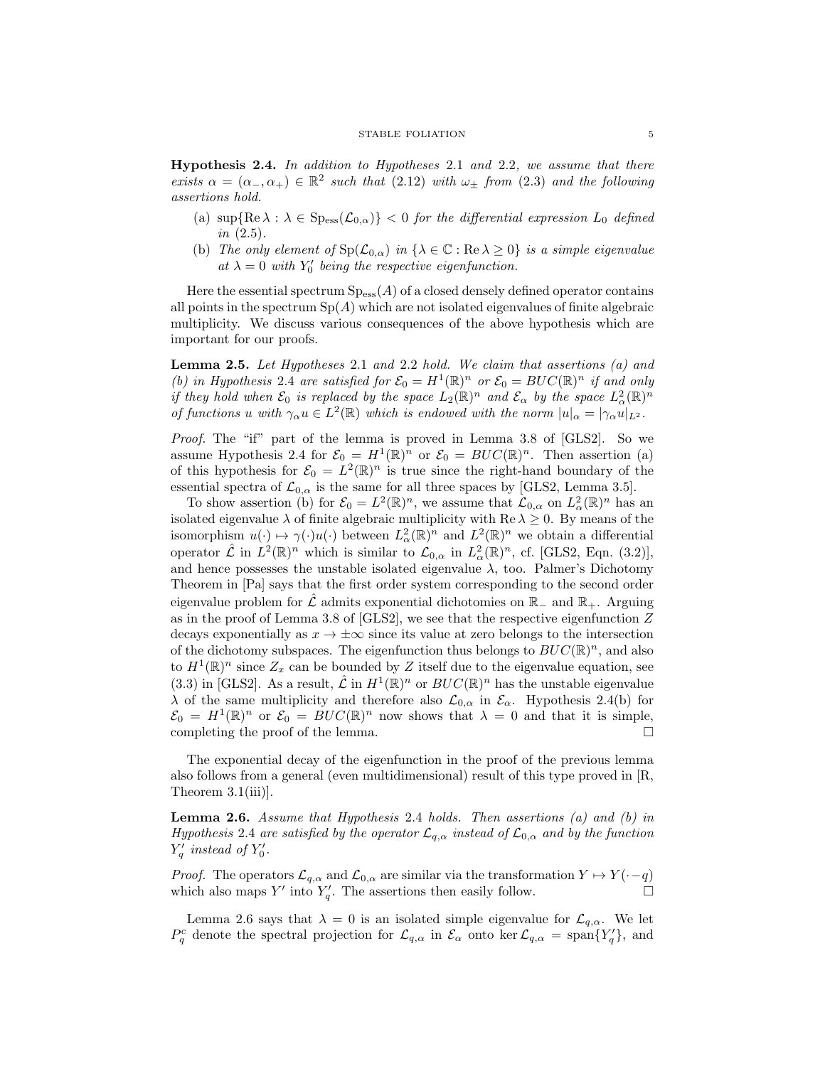**Hypothesis 2.4.** *In addition to Hypotheses* 2.1 *and* 2.2*, we assume that there exists* $\alpha = (\alpha_-, \alpha_+) \in \mathbb{R}^2$ *such that* (2.12) *with* $\omega_\pm$ *from* (2.3) *and the following assertions hold.*

(a) $\sup\{\operatorname{Re} \lambda : \lambda \in \operatorname{Sp}_{\text{ess}}(\mathcal{L}_{0,\alpha})\} < 0$ *for the differential expression* $L_0$ *defined in* (2.5)*.*

(b) *The only element of* $\operatorname{Sp}(\mathcal{L}_{0,\alpha})$ *in* $\{\lambda \in \mathbb{C} : \operatorname{Re} \lambda \geq 0\}$ *is a simple eigenvalue at* $\lambda = 0$ *with* $Y_0'$ *being the respective eigenfunction.*

Here the essential spectrum $\operatorname{Sp}_{\text{ess}}(A)$ of a closed densely defined operator contains all points in the spectrum $\operatorname{Sp}(A)$ which are not isolated eigenvalues of finite algebraic multiplicity. We discuss various consequences of the above hypothesis which are important for our proofs.

**Lemma 2.5.** *Let Hypotheses* 2.1 *and* 2.2 *hold. We claim that assertions (a) and (b) in Hypothesis* 2.4 *are satisfied for* $\mathcal{E}_0 = H^1(\mathbb{R})^n$ *or* $\mathcal{E}_0 = BUC(\mathbb{R})^n$ *if and only if they hold when* $\mathcal{E}_0$ *is replaced by the space* $L_2(\mathbb{R})^n$ *and* $\mathcal{E}_\alpha$ *by the space* $L^2_\alpha(\mathbb{R})^n$ *of functions* $u$ *with* $\gamma_\alpha u \in L^2(\mathbb{R})$ *which is endowed with the norm* $|u|_\alpha = |\gamma_\alpha u|_{L^2}$*.*

*Proof.* The "if" part of the lemma is proved in Lemma 3.8 of [GLS2]. So we assume Hypothesis 2.4 for $\mathcal{E}_0 = H^1(\mathbb{R})^n$ or $\mathcal{E}_0 = BUC(\mathbb{R})^n$. Then assertion (a) of this hypothesis for $\mathcal{E}_0 = L^2(\mathbb{R})^n$ is true since the right-hand boundary of the essential spectra of $\mathcal{L}_{0,\alpha}$ is the same for all three spaces by [GLS2, Lemma 3.5].

To show assertion (b) for $\mathcal{E}_0 = L^2(\mathbb{R})^n$, we assume that $\mathcal{L}_{0,\alpha}$ on $L^2_\alpha(\mathbb{R})^n$ has an isolated eigenvalue $\lambda$ of finite algebraic multiplicity with $\operatorname{Re} \lambda \geq 0$. By means of the isomorphism $u(\cdot) \mapsto \gamma(\cdot)u(\cdot)$ between $L^2_\alpha(\mathbb{R})^n$ and $L^2(\mathbb{R})^n$ we obtain a differential operator $\hat{\mathcal{L}}$ in $L^2(\mathbb{R})^n$ which is similar to $\mathcal{L}_{0,\alpha}$ in $L^2_\alpha(\mathbb{R})^n$, cf. [GLS2, Eqn. (3.2)], and hence possesses the unstable isolated eigenvalue $\lambda$, too. Palmer's Dichotomy Theorem in [Pa] says that the first order system corresponding to the second order eigenvalue problem for $\hat{\mathcal{L}}$ admits exponential dichotomies on $\mathbb{R}_-$ and $\mathbb{R}_+$. Arguing as in the proof of Lemma 3.8 of [GLS2], we see that the respective eigenfunction $Z$ decays exponentially as $x \to \pm\infty$ since its value at zero belongs to the intersection of the dichotomy subspaces. The eigenfunction thus belongs to $BUC(\mathbb{R})^n$, and also to $H^1(\mathbb{R})^n$ since $Z_x$ can be bounded by $Z$ itself due to the eigenvalue equation, see (3.3) in [GLS2]. As a result, $\hat{\mathcal{L}}$ in $H^1(\mathbb{R})^n$ or $BUC(\mathbb{R})^n$ has the unstable eigenvalue $\lambda$ of the same multiplicity and therefore also $\mathcal{L}_{0,\alpha}$ in $\mathcal{E}_\alpha$. Hypothesis 2.4(b) for $\mathcal{E}_0 = H^1(\mathbb{R})^n$ or $\mathcal{E}_0 = BUC(\mathbb{R})^n$ now shows that $\lambda = 0$ and that it is simple, completing the proof of the lemma. $\square$

The exponential decay of the eigenfunction in the proof of the previous lemma also follows from a general (even multidimensional) result of this type proved in [R, Theorem 3.1(iii)].

**Lemma 2.6.** *Assume that Hypothesis* 2.4 *holds. Then assertions (a) and (b) in Hypothesis* 2.4 *are satisfied by the operator* $\mathcal{L}_{q,\alpha}$ *instead of* $\mathcal{L}_{0,\alpha}$ *and by the function* $Y_q'$ *instead of* $Y_0'$*.*

*Proof.* The operators $\mathcal{L}_{q,\alpha}$ and $\mathcal{L}_{0,\alpha}$ are similar via the transformation $Y \mapsto Y(\cdot - q)$ which also maps $Y'$ into $Y_q'$. The assertions then easily follow. $\square$

Lemma 2.6 says that $\lambda = 0$ is an isolated simple eigenvalue for $\mathcal{L}_{q,\alpha}$. We let $P^c_q$ denote the spectral projection for $\mathcal{L}_{q,\alpha}$ in $\mathcal{E}_\alpha$ onto $\ker \mathcal{L}_{q,\alpha} = \operatorname{span}\{Y_q'\}$, and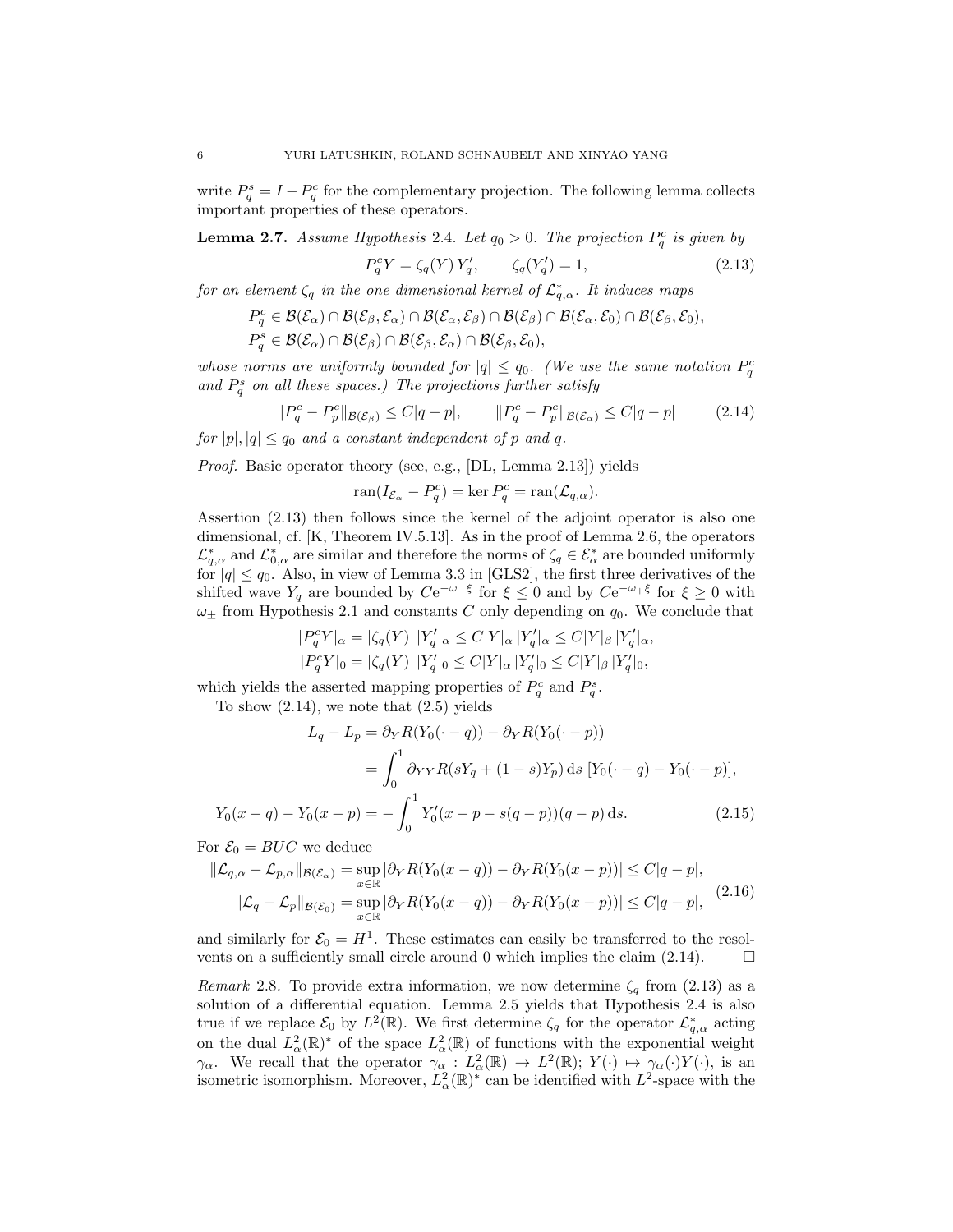write $P^s_q = I - P^c_q$ for the complementary projection. The following lemma collects important properties of these operators.

**Lemma 2.7.** *Assume Hypothesis 2.4. Let $q_0 > 0$. The projection $P^c_q$ is given by*

$$P^c_q Y = \zeta_q(Y)\, Y'_q, \qquad \zeta_q(Y'_q) = 1, \tag{2.13}$$

*for an element $\zeta_q$ in the one dimensional kernel of $\mathcal{L}^*_{q,\alpha}$. It induces maps*

$$P^c_q \in \mathcal{B}(\mathcal{E}_\alpha) \cap \mathcal{B}(\mathcal{E}_\beta, \mathcal{E}_\alpha) \cap \mathcal{B}(\mathcal{E}_\alpha, \mathcal{E}_\beta) \cap \mathcal{B}(\mathcal{E}_\beta) \cap \mathcal{B}(\mathcal{E}_\alpha, \mathcal{E}_0) \cap \mathcal{B}(\mathcal{E}_\beta, \mathcal{E}_0),$$
$$P^s_q \in \mathcal{B}(\mathcal{E}_\alpha) \cap \mathcal{B}(\mathcal{E}_\beta) \cap \mathcal{B}(\mathcal{E}_\beta, \mathcal{E}_\alpha) \cap \mathcal{B}(\mathcal{E}_\beta, \mathcal{E}_0),$$

*whose norms are uniformly bounded for $|q| \le q_0$. (We use the same notation $P^c_q$ and $P^s_q$ on all these spaces.) The projections further satisfy*

$$\|P^c_q - P^c_p\|_{\mathcal{B}(\mathcal{E}_\beta)} \le C|q-p|, \qquad \|P^c_q - P^c_p\|_{\mathcal{B}(\mathcal{E}_\alpha)} \le C|q-p| \tag{2.14}$$

*for $|p|, |q| \le q_0$ and a constant independent of $p$ and $q$.*

*Proof.* Basic operator theory (see, e.g., [DL, Lemma 2.13]) yields

$$\operatorname{ran}(I_{\mathcal{E}_\alpha} - P^c_q) = \ker P^c_q = \operatorname{ran}(\mathcal{L}_{q,\alpha}).$$

Assertion (2.13) then follows since the kernel of the adjoint operator is also one dimensional, cf. [K, Theorem IV.5.13]. As in the proof of Lemma 2.6, the operators $\mathcal{L}^*_{q,\alpha}$ and $\mathcal{L}^*_{0,\alpha}$ are similar and therefore the norms of $\zeta_q \in \mathcal{E}^*_\alpha$ are bounded uniformly for $|q| \le q_0$. Also, in view of Lemma 3.3 in [GLS2], the first three derivatives of the shifted wave $Y_q$ are bounded by $C\mathrm{e}^{-\omega_-\xi}$ for $\xi \le 0$ and by $C\mathrm{e}^{-\omega_+\xi}$ for $\xi \ge 0$ with $\omega_\pm$ from Hypothesis 2.1 and constants $C$ only depending on $q_0$. We conclude that

$$|P^c_q Y|_\alpha = |\zeta_q(Y)|\,|Y'_q|_\alpha \le C|Y|_\alpha\,|Y'_q|_\alpha \le C|Y|_\beta\,|Y'_q|_\alpha,$$
$$|P^c_q Y|_0 = |\zeta_q(Y)|\,|Y'_q|_0 \le C|Y|_\alpha\,|Y'_q|_0 \le C|Y|_\beta\,|Y'_q|_0,$$

which yields the asserted mapping properties of $P^c_q$ and $P^s_q$.

To show (2.14), we note that (2.5) yields

$$\begin{aligned} L_q - L_p &= \partial_Y R(Y_0(\cdot - q)) - \partial_Y R(Y_0(\cdot - p)) \\ &= \int_0^1 \partial_{YY} R(sY_q + (1-s)Y_p)\,\mathrm{d}s\,[Y_0(\cdot - q) - Y_0(\cdot - p)], \end{aligned}$$
$$Y_0(x-q) - Y_0(x-p) = -\int_0^1 Y'_0(x - p - s(q-p))(q-p)\,\mathrm{d}s. \tag{2.15}$$

For $\mathcal{E}_0 = BUC$ we deduce

$$\begin{aligned} \|\mathcal{L}_{q,\alpha} - \mathcal{L}_{p,\alpha}\|_{\mathcal{B}(\mathcal{E}_\alpha)} &= \sup_{x\in\mathbb{R}} |\partial_Y R(Y_0(x-q)) - \partial_Y R(Y_0(x-p))| \le C|q-p|, \\ \|\mathcal{L}_q - \mathcal{L}_p\|_{\mathcal{B}(\mathcal{E}_0)} &= \sup_{x\in\mathbb{R}} |\partial_Y R(Y_0(x-q)) - \partial_Y R(Y_0(x-p))| \le C|q-p|, \end{aligned} \tag{2.16}$$

and similarly for $\mathcal{E}_0 = H^1$. These estimates can easily be transferred to the resolvents on a sufficiently small circle around 0 which implies the claim (2.14). $\square$

*Remark* 2.8. To provide extra information, we now determine $\zeta_q$ from (2.13) as a solution of a differential equation. Lemma 2.5 yields that Hypothesis 2.4 is also true if we replace $\mathcal{E}_0$ by $L^2(\mathbb{R})$. We first determine $\zeta_q$ for the operator $\mathcal{L}^*_{q,\alpha}$ acting on the dual $L^2_\alpha(\mathbb{R})^*$ of the space $L^2_\alpha(\mathbb{R})$ of functions with the exponential weight $\gamma_\alpha$. We recall that the operator $\gamma_\alpha : L^2_\alpha(\mathbb{R}) \to L^2(\mathbb{R})$; $Y(\cdot) \mapsto \gamma_\alpha(\cdot)Y(\cdot)$, is an isometric isomorphism. Moreover, $L^2_\alpha(\mathbb{R})^*$ can be identified with $L^2$-space with the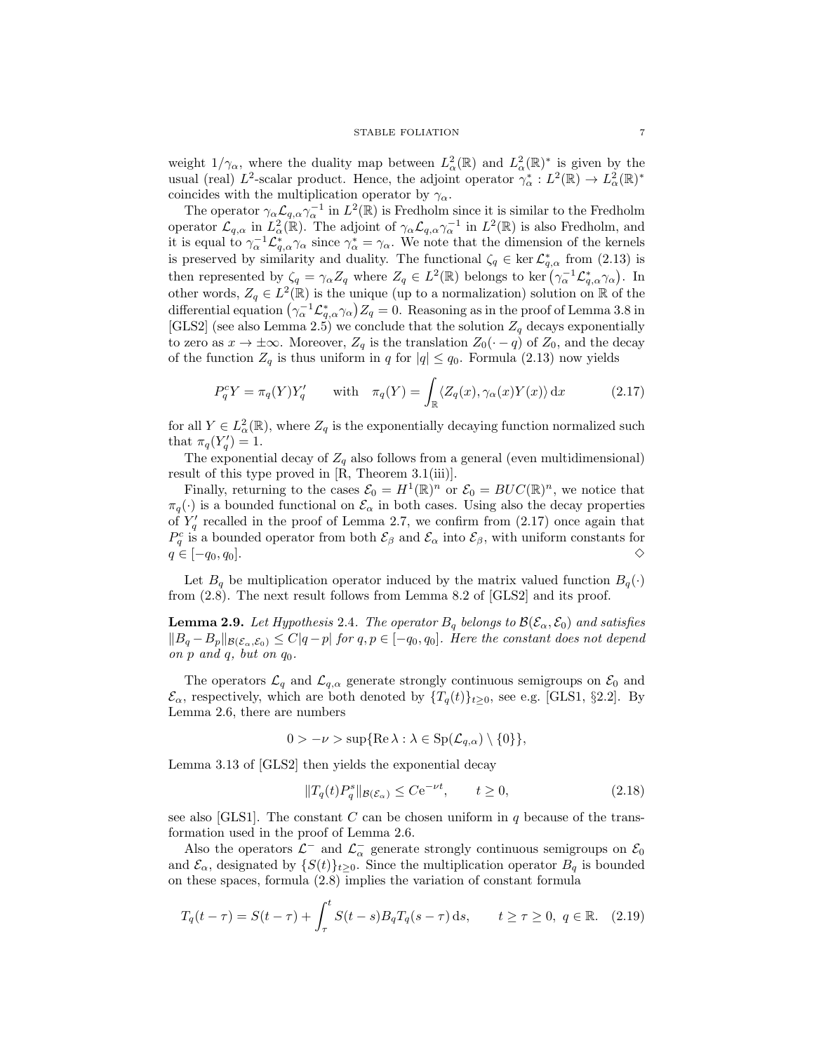weight $1/\gamma_\alpha$, where the duality map between $L^2_\alpha(\mathbb{R})$ and $L^2_\alpha(\mathbb{R})^*$ is given by the usual (real) $L^2$-scalar product. Hence, the adjoint operator $\gamma_\alpha^* : L^2(\mathbb{R}) \to L^2_\alpha(\mathbb{R})^*$ coincides with the multiplication operator by $\gamma_\alpha$.

The operator $\gamma_\alpha \mathcal{L}_{q,\alpha} \gamma_\alpha^{-1}$ in $L^2(\mathbb{R})$ is Fredholm since it is similar to the Fredholm operator $\mathcal{L}_{q,\alpha}$ in $L^2_\alpha(\mathbb{R})$. The adjoint of $\gamma_\alpha \mathcal{L}_{q,\alpha} \gamma_\alpha^{-1}$ in $L^2(\mathbb{R})$ is also Fredholm, and it is equal to $\gamma_\alpha^{-1} \mathcal{L}^*_{q,\alpha} \gamma_\alpha$ since $\gamma_\alpha^* = \gamma_\alpha$. We note that the dimension of the kernels is preserved by similarity and duality. The functional $\zeta_q \in \ker \mathcal{L}^*_{q,\alpha}$ from (2.13) is then represented by $\zeta_q = \gamma_\alpha Z_q$ where $Z_q \in L^2(\mathbb{R})$ belongs to $\ker\big(\gamma_\alpha^{-1} \mathcal{L}^*_{q,\alpha} \gamma_\alpha\big)$. In other words, $Z_q \in L^2(\mathbb{R})$ is the unique (up to a normalization) solution on $\mathbb{R}$ of the differential equation $\big(\gamma_\alpha^{-1} \mathcal{L}^*_{q,\alpha} \gamma_\alpha\big) Z_q = 0$. Reasoning as in the proof of Lemma 3.8 in [GLS2] (see also Lemma 2.5) we conclude that the solution $Z_q$ decays exponentially to zero as $x \to \pm\infty$. Moreover, $Z_q$ is the translation $Z_0(\cdot - q)$ of $Z_0$, and the decay of the function $Z_q$ is thus uniform in $q$ for $|q| \le q_0$. Formula (2.13) now yields

$$P^c_q Y = \pi_q(Y) Y'_q \qquad \text{with} \quad \pi_q(Y) = \int_{\mathbb{R}} \langle Z_q(x), \gamma_\alpha(x) Y(x) \rangle \, \mathrm{d}x \tag{2.17}$$

for all $Y \in L^2_\alpha(\mathbb{R})$, where $Z_q$ is the exponentially decaying function normalized such that $\pi_q(Y'_q) = 1$.

The exponential decay of $Z_q$ also follows from a general (even multidimensional) result of this type proved in [R, Theorem 3.1(iii)].

Finally, returning to the cases $\mathcal{E}_0 = H^1(\mathbb{R})^n$ or $\mathcal{E}_0 = BUC(\mathbb{R})^n$, we notice that $\pi_q(\cdot)$ is a bounded functional on $\mathcal{E}_\alpha$ in both cases. Using also the decay properties of $Y'_q$ recalled in the proof of Lemma 2.7, we confirm from (2.17) once again that $P^c_q$ is a bounded operator from both $\mathcal{E}_\beta$ and $\mathcal{E}_\alpha$ into $\mathcal{E}_\beta$, with uniform constants for $q \in [-q_0, q_0]$. $\diamond$

Let $B_q$ be multiplication operator induced by the matrix valued function $B_q(\cdot)$ from (2.8). The next result follows from Lemma 8.2 of [GLS2] and its proof.

**Lemma 2.9.** *Let Hypothesis* 2.4*. The operator $B_q$ belongs to $\mathcal{B}(\mathcal{E}_\alpha, \mathcal{E}_0)$ and satisfies $\|B_q - B_p\|_{\mathcal{B}(\mathcal{E}_\alpha, \mathcal{E}_0)} \le C|q - p|$ for $q, p \in [-q_0, q_0]$. Here the constant does not depend on $p$ and $q$, but on $q_0$.*

The operators $\mathcal{L}_q$ and $\mathcal{L}_{q,\alpha}$ generate strongly continuous semigroups on $\mathcal{E}_0$ and $\mathcal{E}_\alpha$, respectively, which are both denoted by $\{T_q(t)\}_{t\ge 0}$, see e.g. [GLS1, §2.2]. By Lemma 2.6, there are numbers

$$0 > -\nu > \sup\{\operatorname{Re}\lambda : \lambda \in \operatorname{Sp}(\mathcal{L}_{q,\alpha}) \setminus \{0\}\},$$

Lemma 3.13 of [GLS2] then yields the exponential decay

$$\|T_q(t) P^s_q\|_{\mathcal{B}(\mathcal{E}_\alpha)} \le C \mathrm{e}^{-\nu t}, \qquad t \ge 0, \tag{2.18}$$

see also [GLS1]. The constant $C$ can be chosen uniform in $q$ because of the transformation used in the proof of Lemma 2.6.

Also the operators $\mathcal{L}^-$ and $\mathcal{L}^-_\alpha$ generate strongly continuous semigroups on $\mathcal{E}_0$ and $\mathcal{E}_\alpha$, designated by $\{S(t)\}_{t\ge 0}$. Since the multiplication operator $B_q$ is bounded on these spaces, formula (2.8) implies the variation of constant formula

$$T_q(t - \tau) = S(t - \tau) + \int_\tau^t S(t - s) B_q T_q(s - \tau) \, \mathrm{d}s, \qquad t \ge \tau \ge 0, \ q \in \mathbb{R}. \tag{2.19}$$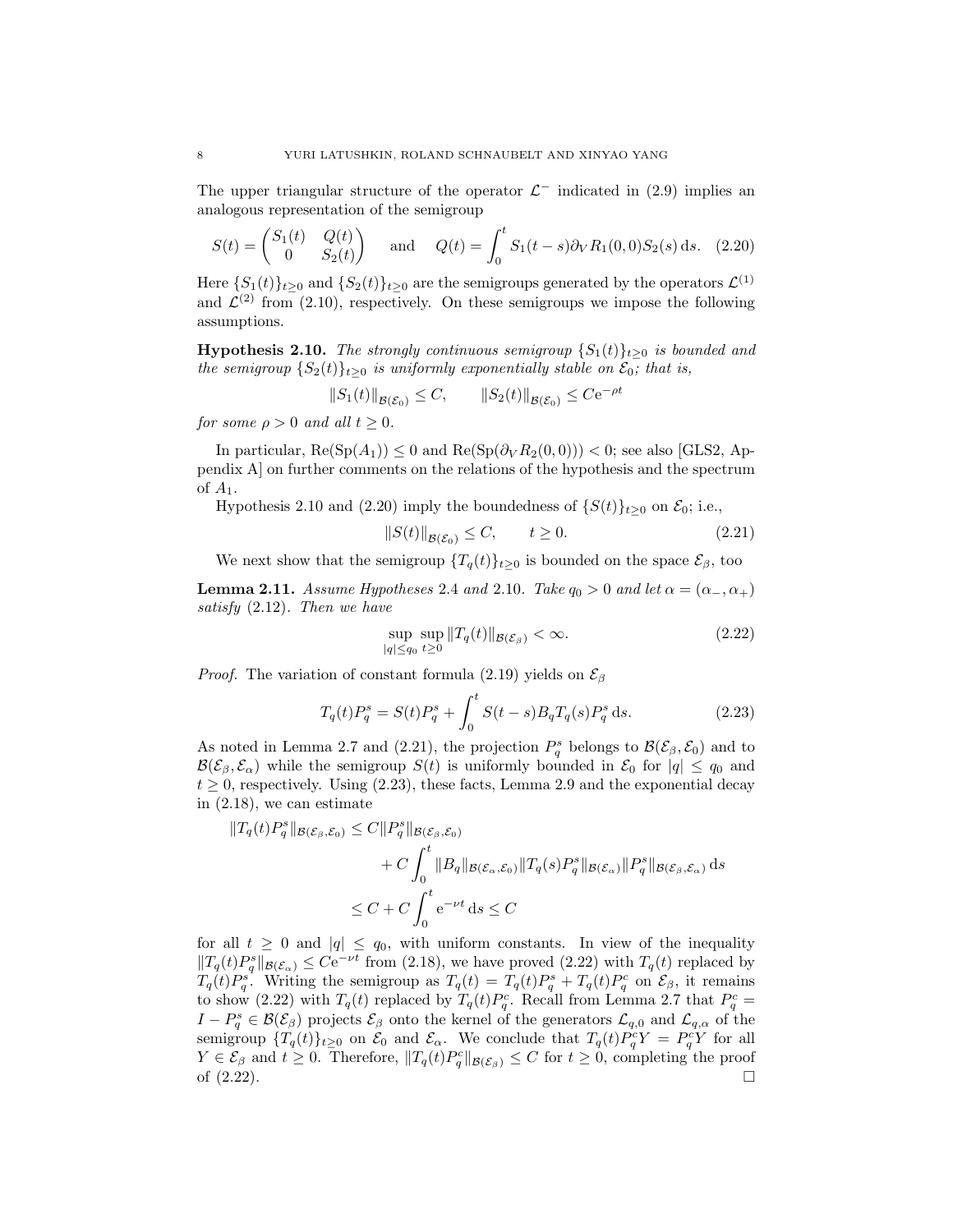The upper triangular structure of the operator $\mathcal{L}^-$ indicated in (2.9) implies an analogous representation of the semigroup

$$S(t) = \begin{pmatrix} S_1(t) & Q(t) \\ 0 & S_2(t) \end{pmatrix} \quad \text{and} \quad Q(t) = \int_0^t S_1(t-s)\partial_V R_1(0,0) S_2(s)\,\mathrm{d}s. \tag{2.20}$$

Here $\{S_1(t)\}_{t\geq 0}$ and $\{S_2(t)\}_{t\geq 0}$ are the semigroups generated by the operators $\mathcal{L}^{(1)}$ and $\mathcal{L}^{(2)}$ from (2.10), respectively. On these semigroups we impose the following assumptions.

**Hypothesis 2.10.** *The strongly continuous semigroup $\{S_1(t)\}_{t\geq 0}$ is bounded and the semigroup $\{S_2(t)\}_{t\geq 0}$ is uniformly exponentially stable on $\mathcal{E}_0$; that is,*

$$\|S_1(t)\|_{\mathcal{B}(\mathcal{E}_0)} \leq C, \qquad \|S_2(t)\|_{\mathcal{B}(\mathcal{E}_0)} \leq C\mathrm{e}^{-\rho t}$$

*for some $\rho > 0$ and all $t \geq 0$.*

In particular, $\mathrm{Re}(\mathrm{Sp}(A_1)) \leq 0$ and $\mathrm{Re}(\mathrm{Sp}(\partial_V R_2(0,0))) < 0$; see also [GLS2, Appendix A] on further comments on the relations of the hypothesis and the spectrum of $A_1$.

Hypothesis 2.10 and (2.20) imply the boundedness of $\{S(t)\}_{t\geq 0}$ on $\mathcal{E}_0$; i.e.,

$$\|S(t)\|_{\mathcal{B}(\mathcal{E}_0)} \leq C, \qquad t \geq 0. \tag{2.21}$$

We next show that the semigroup $\{T_q(t)\}_{t\geq 0}$ is bounded on the space $\mathcal{E}_\beta$, too

**Lemma 2.11.** *Assume Hypotheses 2.4 and 2.10. Take $q_0 > 0$ and let $\alpha = (\alpha_-, \alpha_+)$ satisfy (2.12). Then we have*

$$\sup_{|q|\leq q_0} \sup_{t\geq 0} \|T_q(t)\|_{\mathcal{B}(\mathcal{E}_\beta)} < \infty. \tag{2.22}$$

*Proof.* The variation of constant formula (2.19) yields on $\mathcal{E}_\beta$

$$T_q(t)P_q^s = S(t)P_q^s + \int_0^t S(t-s)B_q T_q(s)P_q^s\,\mathrm{d}s. \tag{2.23}$$

As noted in Lemma 2.7 and (2.21), the projection $P_q^s$ belongs to $\mathcal{B}(\mathcal{E}_\beta, \mathcal{E}_0)$ and to $\mathcal{B}(\mathcal{E}_\beta, \mathcal{E}_\alpha)$ while the semigroup $S(t)$ is uniformly bounded in $\mathcal{E}_0$ for $|q| \leq q_0$ and $t \geq 0$, respectively. Using (2.23), these facts, Lemma 2.9 and the exponential decay in (2.18), we can estimate

$$\begin{aligned}
\|T_q(t)P_q^s\|_{\mathcal{B}(\mathcal{E}_\beta,\mathcal{E}_0)} &\leq C\|P_q^s\|_{\mathcal{B}(\mathcal{E}_\beta,\mathcal{E}_0)} \\
&\qquad + C\int_0^t \|B_q\|_{\mathcal{B}(\mathcal{E}_\alpha,\mathcal{E}_0)} \|T_q(s)P_q^s\|_{\mathcal{B}(\mathcal{E}_\alpha)} \|P_q^s\|_{\mathcal{B}(\mathcal{E}_\beta,\mathcal{E}_\alpha)}\,\mathrm{d}s \\
&\leq C + C\int_0^t \mathrm{e}^{-\nu t}\,\mathrm{d}s \leq C
\end{aligned}$$

for all $t \geq 0$ and $|q| \leq q_0$, with uniform constants. In view of the inequality $\|T_q(t)P_q^s\|_{\mathcal{B}(\mathcal{E}_\alpha)} \leq C\mathrm{e}^{-\nu t}$ from (2.18), we have proved (2.22) with $T_q(t)$ replaced by $T_q(t)P_q^s$. Writing the semigroup as $T_q(t) = T_q(t)P_q^s + T_q(t)P_q^c$ on $\mathcal{E}_\beta$, it remains to show (2.22) with $T_q(t)$ replaced by $T_q(t)P_q^c$. Recall from Lemma 2.7 that $P_q^c = I - P_q^s \in \mathcal{B}(\mathcal{E}_\beta)$ projects $\mathcal{E}_\beta$ onto the kernel of the generators $\mathcal{L}_{q,0}$ and $\mathcal{L}_{q,\alpha}$ of the semigroup $\{T_q(t)\}_{t\geq 0}$ on $\mathcal{E}_0$ and $\mathcal{E}_\alpha$. We conclude that $T_q(t)P_q^c Y = P_q^c Y$ for all $Y \in \mathcal{E}_\beta$ and $t \geq 0$. Therefore, $\|T_q(t)P_q^c\|_{\mathcal{B}(\mathcal{E}_\beta)} \leq C$ for $t \geq 0$, completing the proof of (2.22). $\square$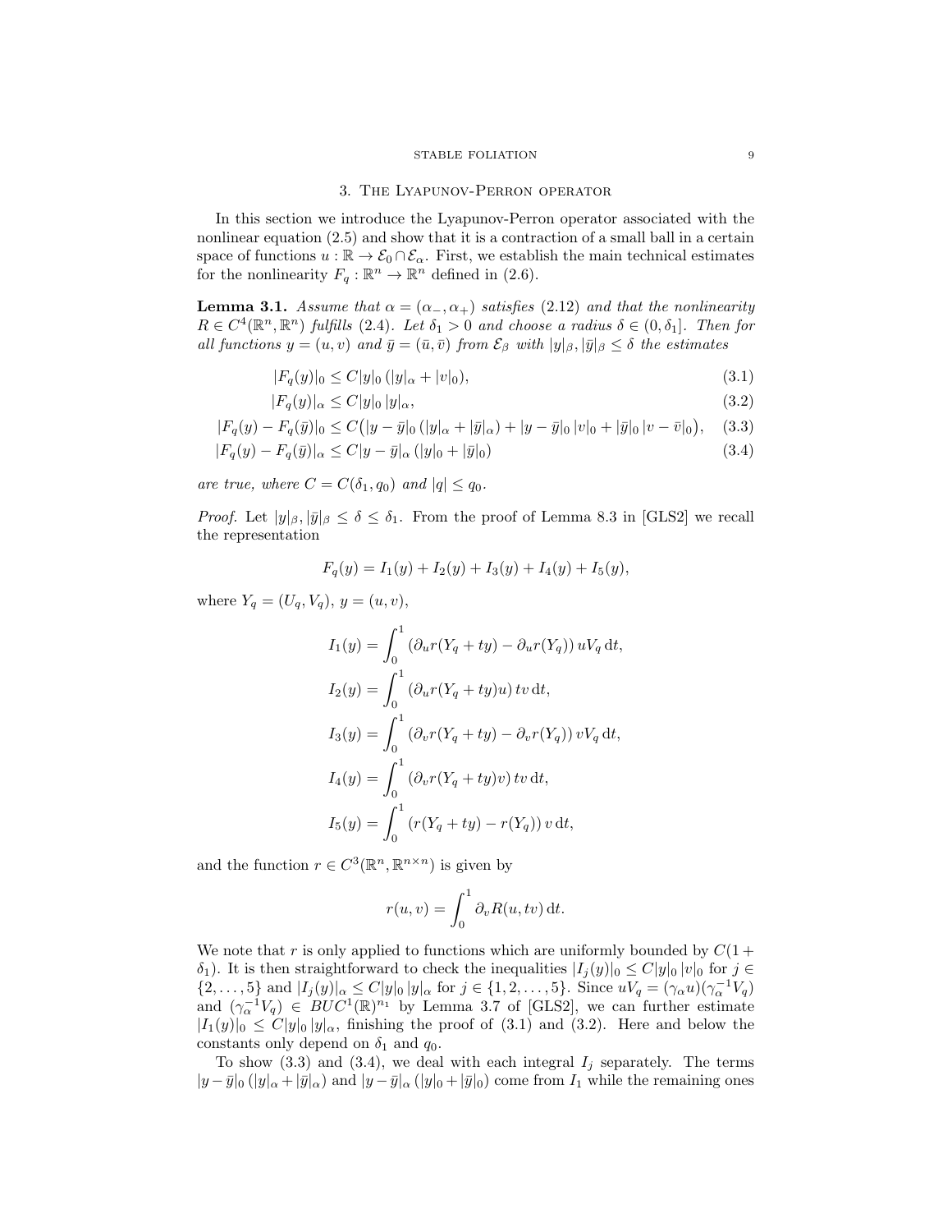## 3. The Lyapunov-Perron operator

In this section we introduce the Lyapunov-Perron operator associated with the nonlinear equation (2.5) and show that it is a contraction of a small ball in a certain space of functions $u : \mathbb{R} \to \mathcal{E}_0 \cap \mathcal{E}_\alpha$. First, we establish the main technical estimates for the nonlinearity $F_q : \mathbb{R}^n \to \mathbb{R}^n$ defined in (2.6).

**Lemma 3.1.** *Assume that $\alpha = (\alpha_-, \alpha_+)$ satisfies (2.12) and that the nonlinearity $R \in C^4(\mathbb{R}^n, \mathbb{R}^n)$ fulfills (2.4). Let $\delta_1 > 0$ and choose a radius $\delta \in (0, \delta_1]$. Then for all functions $y = (u, v)$ and $\bar{y} = (\bar{u}, \bar{v})$ from $\mathcal{E}_\beta$ with $|y|_\beta, |\bar{y}|_\beta \le \delta$ the estimates*

$$|F_q(y)|_0 \le C|y|_0 \,(|y|_\alpha + |v|_0), \tag{3.1}$$

$$|F_q(y)|_\alpha \le C|y|_0 \,|y|_\alpha, \tag{3.2}$$

$$|F_q(y) - F_q(\bar{y})|_0 \le C\big(|y - \bar{y}|_0 \,(|y|_\alpha + |\bar{y}|_\alpha) + |y - \bar{y}|_0 \,|v|_0 + |\bar{y}|_0 \,|v - \bar{v}|_0\big), \tag{3.3}$$

$$|F_q(y) - F_q(\bar{y})|_\alpha \le C|y - \bar{y}|_\alpha \,(|y|_0 + |\bar{y}|_0) \tag{3.4}$$

*are true, where $C = C(\delta_1, q_0)$ and $|q| \le q_0$.*

*Proof.* Let $|y|_\beta, |\bar{y}|_\beta \le \delta \le \delta_1$. From the proof of Lemma 8.3 in [GLS2] we recall the representation

$$F_q(y) = I_1(y) + I_2(y) + I_3(y) + I_4(y) + I_5(y),$$

where $Y_q = (U_q, V_q)$, $y = (u, v)$,

$$I_1(y) = \int_0^1 \left(\partial_u r(Y_q + ty) - \partial_u r(Y_q)\right) u V_q \,\mathrm{d}t,$$

$$I_2(y) = \int_0^1 \left(\partial_u r(Y_q + ty)u\right) tv \,\mathrm{d}t,$$

$$I_3(y) = \int_0^1 \left(\partial_v r(Y_q + ty) - \partial_v r(Y_q)\right) v V_q \,\mathrm{d}t,$$

$$I_4(y) = \int_0^1 \left(\partial_v r(Y_q + ty)v\right) tv \,\mathrm{d}t,$$

$$I_5(y) = \int_0^1 \left(r(Y_q + ty) - r(Y_q)\right) v \,\mathrm{d}t,$$

and the function $r \in C^3(\mathbb{R}^n, \mathbb{R}^{n\times n})$ is given by

$$r(u, v) = \int_0^1 \partial_v R(u, tv) \,\mathrm{d}t.$$

We note that $r$ is only applied to functions which are uniformly bounded by $C(1 + \delta_1)$. It is then straightforward to check the inequalities $|I_j(y)|_0 \le C|y|_0 \,|v|_0$ for $j \in \{2, \ldots, 5\}$ and $|I_j(y)|_\alpha \le C|y|_0 \,|y|_\alpha$ for $j \in \{1, 2, \ldots, 5\}$. Since $uV_q = (\gamma_\alpha u)(\gamma_\alpha^{-1} V_q)$ and $(\gamma_\alpha^{-1} V_q) \in BUC^1(\mathbb{R})^{n_1}$ by Lemma 3.7 of [GLS2], we can further estimate $|I_1(y)|_0 \le C|y|_0 \,|y|_\alpha$, finishing the proof of (3.1) and (3.2). Here and below the constants only depend on $\delta_1$ and $q_0$.

To show (3.3) and (3.4), we deal with each integral $I_j$ separately. The terms $|y - \bar{y}|_0 \,(|y|_\alpha + |\bar{y}|_\alpha)$ and $|y - \bar{y}|_\alpha \,(|y|_0 + |\bar{y}|_0)$ come from $I_1$ while the remaining ones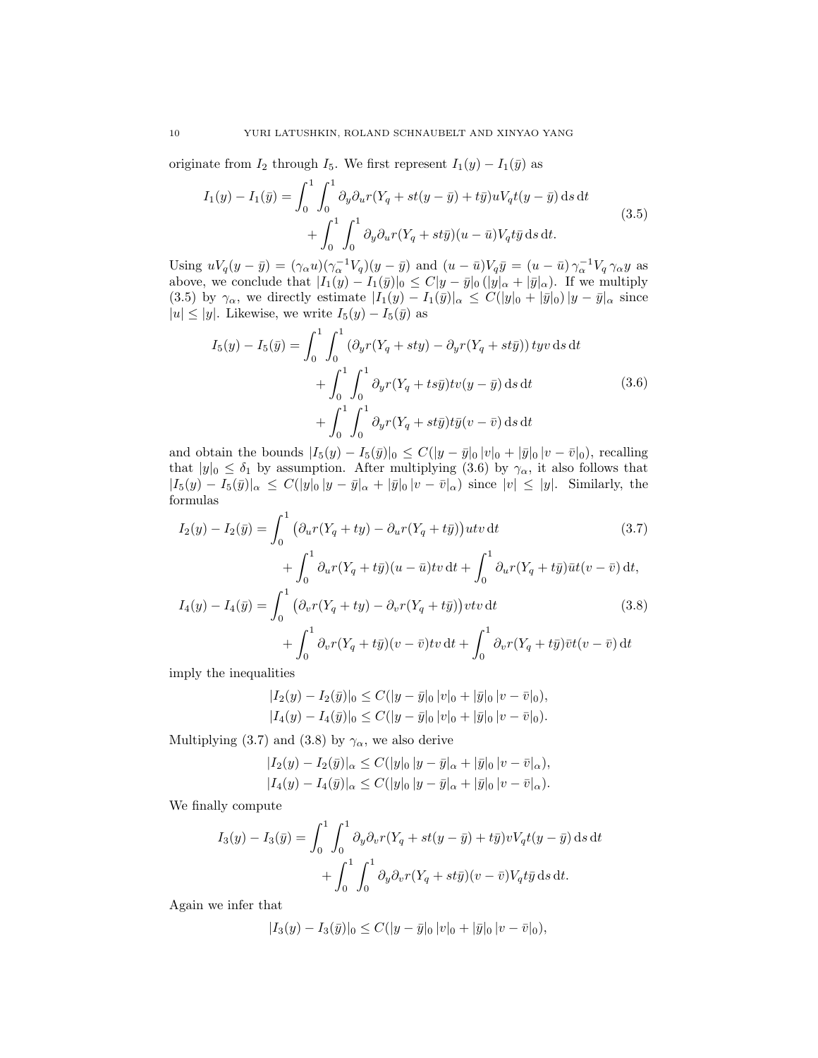originate from $I_2$ through $I_5$. We first represent $I_1(y) - I_1(\bar{y})$ as

$$
\begin{aligned}
I_1(y) - I_1(\bar{y}) = \int_0^1 \int_0^1 \partial_y \partial_u r(Y_q + st(y-\bar{y}) + t\bar{y}) u V_q t(y-\bar{y}) \, \mathrm{d}s \, \mathrm{d}t \\
+ \int_0^1 \int_0^1 \partial_y \partial_u r(Y_q + st\bar{y})(u-\bar{u}) V_q t\bar{y} \, \mathrm{d}s \, \mathrm{d}t.
\end{aligned}
\tag{3.5}
$$

Using $uV_q(y-\bar{y}) = (\gamma_\alpha u)(\gamma_\alpha^{-1} V_q)(y-\bar{y})$ and $(u-\bar{u})V_q\bar{y} = (u-\bar{u})\,\gamma_\alpha^{-1}V_q\,\gamma_\alpha y$ as above, we conclude that $|I_1(y) - I_1(\bar{y})|_0 \le C|y-\bar{y}|_0\,(|y|_\alpha + |\bar{y}|_\alpha)$. If we multiply (3.5) by $\gamma_\alpha$, we directly estimate $|I_1(y) - I_1(\bar{y})|_\alpha \le C(|y|_0 + |\bar{y}|_0)\,|y-\bar{y}|_\alpha$ since $|u| \le |y|$. Likewise, we write $I_5(y) - I_5(\bar{y})$ as

$$
\begin{aligned}
I_5(y) - I_5(\bar{y}) = \int_0^1 \int_0^1 \left(\partial_y r(Y_q + sty) - \partial_y r(Y_q + st\bar{y})\right) tyv \, \mathrm{d}s \, \mathrm{d}t \\
+ \int_0^1 \int_0^1 \partial_y r(Y_q + ts\bar{y}) tv(y-\bar{y}) \, \mathrm{d}s \, \mathrm{d}t \\
+ \int_0^1 \int_0^1 \partial_y r(Y_q + st\bar{y}) t\bar{y}(v-\bar{v}) \, \mathrm{d}s \, \mathrm{d}t
\end{aligned}
\tag{3.6}
$$

and obtain the bounds $|I_5(y) - I_5(\bar{y})|_0 \le C(|y-\bar{y}|_0\,|v|_0 + |\bar{y}|_0\,|v-\bar{v}|_0)$, recalling that $|y|_0 \le \delta_1$ by assumption. After multiplying (3.6) by $\gamma_\alpha$, it also follows that $|I_5(y) - I_5(\bar{y})|_\alpha \le C(|y|_0\,|y-\bar{y}|_\alpha + |\bar{y}|_0\,|v-\bar{v}|_\alpha)$ since $|v| \le |y|$. Similarly, the formulas

$$
\begin{aligned}
I_2(y) - I_2(\bar{y}) &= \int_0^1 \big(\partial_u r(Y_q + ty) - \partial_u r(Y_q + t\bar{y})\big) utv \, \mathrm{d}t \qquad (3.7)\\
&\quad + \int_0^1 \partial_u r(Y_q + t\bar{y})(u-\bar{u})tv \, \mathrm{d}t + \int_0^1 \partial_u r(Y_q + t\bar{y})\bar{u}t(v-\bar{v}) \, \mathrm{d}t, \\
I_4(y) - I_4(\bar{y}) &= \int_0^1 \big(\partial_v r(Y_q + ty) - \partial_v r(Y_q + t\bar{y})\big) vtv \, \mathrm{d}t \qquad (3.8)\\
&\quad + \int_0^1 \partial_v r(Y_q + t\bar{y})(v-\bar{v})tv \, \mathrm{d}t + \int_0^1 \partial_v r(Y_q + t\bar{y})\bar{v}t(v-\bar{v}) \, \mathrm{d}t
\end{aligned}
$$

imply the inequalities

$$
\begin{aligned}
|I_2(y) - I_2(\bar{y})|_0 &\le C(|y-\bar{y}|_0\,|v|_0 + |\bar{y}|_0\,|v-\bar{v}|_0), \\
|I_4(y) - I_4(\bar{y})|_0 &\le C(|y-\bar{y}|_0\,|v|_0 + |\bar{y}|_0\,|v-\bar{v}|_0).
\end{aligned}
$$

Multiplying (3.7) and (3.8) by $\gamma_\alpha$, we also derive

$$
\begin{aligned}
|I_2(y) - I_2(\bar{y})|_\alpha &\le C(|y|_0\,|y-\bar{y}|_\alpha + |\bar{y}|_0\,|v-\bar{v}|_\alpha), \\
|I_4(y) - I_4(\bar{y})|_\alpha &\le C(|y|_0\,|y-\bar{y}|_\alpha + |\bar{y}|_0\,|v-\bar{v}|_\alpha).
\end{aligned}
$$

We finally compute

$$
\begin{aligned}
I_3(y) - I_3(\bar{y}) = \int_0^1 \int_0^1 \partial_y \partial_v r(Y_q + st(y-\bar{y}) + t\bar{y}) v V_q t(y-\bar{y}) \, \mathrm{d}s \, \mathrm{d}t \\
+ \int_0^1 \int_0^1 \partial_y \partial_v r(Y_q + st\bar{y})(v-\bar{v}) V_q t\bar{y} \, \mathrm{d}s \, \mathrm{d}t.
\end{aligned}
$$

Again we infer that

$$
|I_3(y) - I_3(\bar{y})|_0 \le C(|y-\bar{y}|_0\,|v|_0 + |\bar{y}|_0\,|v-\bar{v}|_0),
$$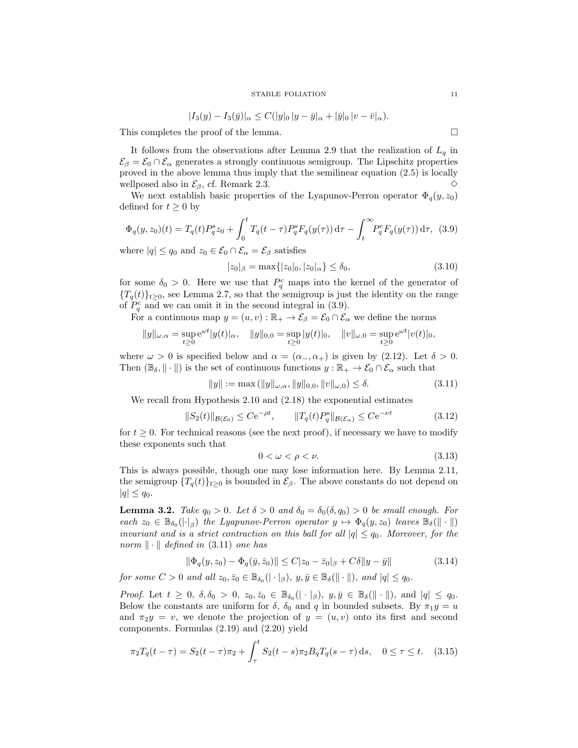$$|I_3(y) - I_3(\bar{y})|_\alpha \le C(|y|_0\,|y - \bar{y}|_\alpha + |\bar{y}|_0\,|v - \bar{v}|_\alpha).$$

This completes the proof of the lemma. □

It follows from the observations after Lemma 2.9 that the realization of $L_q$ in $\mathcal{E}_\beta = \mathcal{E}_0 \cap \mathcal{E}_\alpha$ generates a strongly continuous semigroup. The Lipschitz properties proved in the above lemma thus imply that the semilinear equation (2.5) is locally wellposed also in $\mathcal{E}_\beta$, cf. Remark 2.3. ◇

We next establish basic properties of the Lyapunov-Perron operator $\Phi_q(y, z_0)$ defined for $t \ge 0$ by

$$\Phi_q(y, z_0)(t) = T_q(t)P_q^{\mathrm{s}} z_0 + \int_0^t T_q(t-\tau)P_q^{\mathrm{s}} F_q(y(\tau))\,\mathrm{d}\tau - \int_t^\infty P_q^c F_q(y(\tau))\,\mathrm{d}\tau, \quad (3.9)$$

where $|q| \le q_0$ and $z_0 \in \mathcal{E}_0 \cap \mathcal{E}_\alpha = \mathcal{E}_\beta$ satisfies

$$|z_0|_\beta = \max\{|z_0|_0, |z_0|_\alpha\} \le \delta_0, \quad (3.10)$$

for some $\delta_0 > 0$. Here we use that $P_q^c$ maps into the kernel of the generator of $\{T_q(t)\}_{t\ge 0}$, see Lemma 2.7, so that the semigroup is just the identity on the range of $P_q^c$ and we can omit it in the second integral in (3.9).

For a continuous map $y = (u, v) : \mathbb{R}_+ \to \mathcal{E}_\beta = \mathcal{E}_0 \cap \mathcal{E}_\alpha$ we define the norms

$$\|y\|_{\omega,\alpha} = \sup_{t\ge 0} \mathrm{e}^{\omega t}|y(t)|_\alpha, \quad \|y\|_{0,0} = \sup_{t\ge 0} |y(t)|_0, \quad \|v\|_{\omega,0} = \sup_{t\ge 0} \mathrm{e}^{\omega t}|v(t)|_0,$$

where $\omega > 0$ is specified below and $\alpha = (\alpha_-, \alpha_+)$ is given by (2.12). Let $\delta > 0$. Then $(\mathbb{B}_\delta, \|\cdot\|)$ is the set of continuous functions $y : \mathbb{R}_+ \to \mathcal{E}_0 \cap \mathcal{E}_\alpha$ such that

$$\|y\| := \max\left(\|y\|_{\omega,\alpha}, \|y\|_{0,0}, \|v\|_{\omega,0}\right) \le \delta. \quad (3.11)$$

We recall from Hypothesis 2.10 and (2.18) the exponential estimates

$$\|S_2(t)\|_{\mathcal{B}(\mathcal{E}_0)} \le C\mathrm{e}^{-\rho t}, \qquad \|T_q(t)P_q^{\mathrm{s}}\|_{\mathcal{B}(\mathcal{E}_\alpha)} \le C\mathrm{e}^{-\nu t} \quad (3.12)$$

for $t \ge 0$. For technical reasons (see the next proof), if necessary we have to modify these exponents such that

$$0 < \omega < \rho < \nu. \quad (3.13)$$

This is always possible, though one may lose information here. By Lemma 2.11, the semigroup $\{T_q(t)\}_{t\ge 0}$ is bounded in $\mathcal{E}_\beta$. The above constants do not depend on $|q| \le q_0$.

**Lemma 3.2.** *Take $q_0 > 0$. Let $\delta > 0$ and $\delta_0 = \delta_0(\delta, q_0) > 0$ be small enough. For each $z_0 \in \mathbb{B}_{\delta_0}(|\cdot|_\beta)$ the Lyapunov-Perron operator $y \mapsto \Phi_q(y, z_0)$ leaves $\mathbb{B}_\delta(\|\cdot\|)$ invariant and is a strict contraction on this ball for all $|q| \le q_0$. Moreover, for the norm $\|\cdot\|$ defined in* (3.11) *one has*

$$\|\Phi_q(y, z_0) - \Phi_q(\bar{y}, \bar{z}_0)\| \le C|z_0 - \bar{z}_0|_\beta + C\delta\|y - \bar{y}\| \quad (3.14)$$

*for some $C > 0$ and all $z_0, \bar{z}_0 \in \mathbb{B}_{\delta_0}(|\cdot|_\beta)$, $y, \bar{y} \in \mathbb{B}_\delta(\|\cdot\|)$, and $|q| \le q_0$.*

*Proof.* Let $t \ge 0$, $\delta, \delta_0 > 0$, $z_0, \bar{z}_0 \in \mathbb{B}_{\delta_0}(|\cdot|_\beta)$, $y, \bar{y} \in \mathbb{B}_\delta(\|\cdot\|)$, and $|q| \le q_0$. Below the constants are uniform for $\delta$, $\delta_0$ and $q$ in bounded subsets. By $\pi_1 y = u$ and $\pi_2 y = v$, we denote the projection of $y = (u, v)$ onto its first and second components. Formulas (2.19) and (2.20) yield

$$\pi_2 T_q(t-\tau) = S_2(t-\tau)\pi_2 + \int_\tau^t S_2(t-s)\pi_2 B_q T_q(s-\tau)\,\mathrm{d}s, \quad 0 \le \tau \le t. \quad (3.15)$$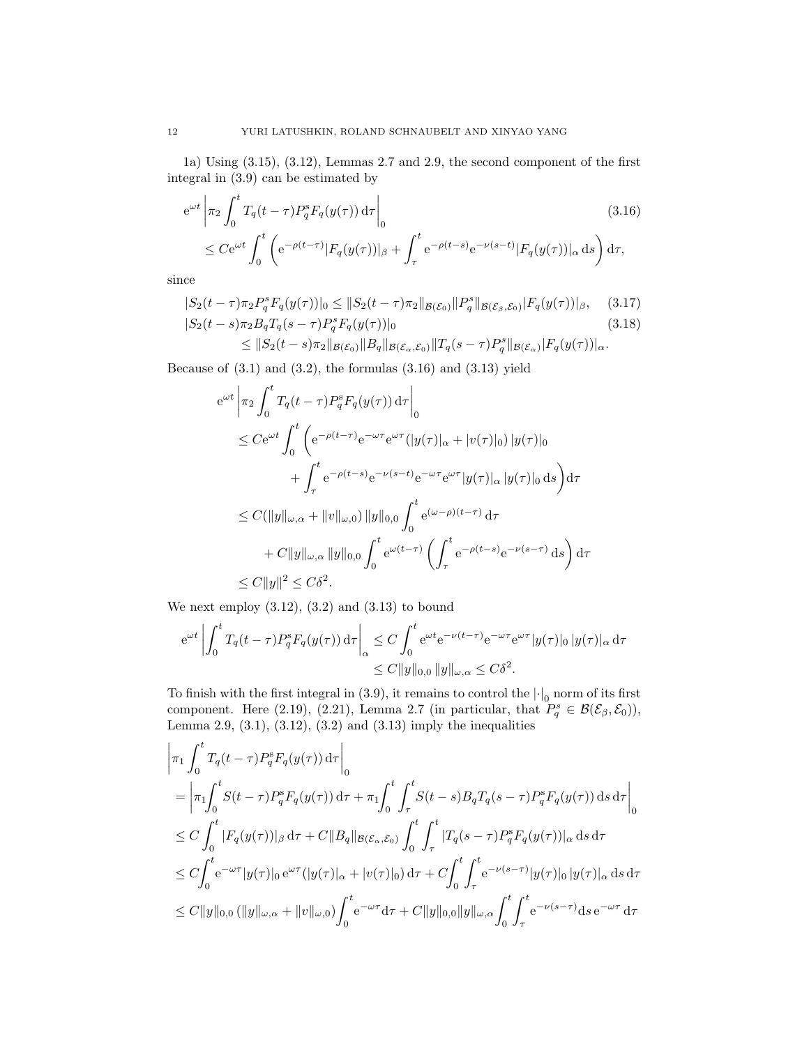1a) Using (3.15), (3.12), Lemmas 2.7 and 2.9, the second component of the first integral in (3.9) can be estimated by

$$
\begin{aligned}
&\mathrm{e}^{\omega t}\left|\pi_2 \int_0^t T_q(t-\tau) P_q^{\mathrm{s}} F_q(y(\tau))\,\mathrm{d}\tau\right|_0 \\
&\quad\leq C\mathrm{e}^{\omega t}\int_0^t \left(\mathrm{e}^{-\rho(t-\tau)}|F_q(y(\tau))|_\beta + \int_\tau^t \mathrm{e}^{-\rho(t-s)}\mathrm{e}^{-\nu(s-t)}|F_q(y(\tau))|_\alpha\,\mathrm{d}s\right)\mathrm{d}\tau,
\end{aligned}
\tag{3.16}
$$

since

$$
|S_2(t-\tau)\pi_2 P_q^s F_q(y(\tau))|_0 \leq \|S_2(t-\tau)\pi_2\|_{\mathcal{B}(\mathcal{E}_0)}\|P_q^s\|_{\mathcal{B}(\mathcal{E}_\beta,\mathcal{E}_0)}|F_q(y(\tau))|_\beta, \tag{3.17}
$$

$$
\begin{aligned}
&|S_2(t-s)\pi_2 B_q T_q(s-\tau)P_q^s F_q(y(\tau))|_0 \\
&\qquad\leq \|S_2(t-s)\pi_2\|_{\mathcal{B}(\mathcal{E}_0)}\|B_q\|_{\mathcal{B}(\mathcal{E}_\alpha,\mathcal{E}_0)}\|T_q(s-\tau)P_q^s\|_{\mathcal{B}(\mathcal{E}_\alpha)}|F_q(y(\tau))|_\alpha.
\end{aligned}
\tag{3.18}
$$

Because of (3.1) and (3.2), the formulas (3.16) and (3.13) yield

$$
\begin{aligned}
&\mathrm{e}^{\omega t}\left|\pi_2 \int_0^t T_q(t-\tau)P_q^{\mathrm{s}} F_q(y(\tau))\,\mathrm{d}\tau\right|_0 \\
&\leq C\mathrm{e}^{\omega t}\int_0^t \Bigg(\mathrm{e}^{-\rho(t-\tau)}\mathrm{e}^{-\omega\tau}\mathrm{e}^{\omega\tau}(|y(\tau)|_\alpha + |v(\tau)|_0)\,|y(\tau)|_0 \\
&\qquad\qquad + \int_\tau^t \mathrm{e}^{-\rho(t-s)}\mathrm{e}^{-\nu(s-t)}\mathrm{e}^{-\omega\tau}\mathrm{e}^{\omega\tau}|y(\tau)|_\alpha\,|y(\tau)|_0\,\mathrm{d}s\Bigg)\mathrm{d}\tau \\
&\leq C(\|y\|_{\omega,\alpha} + \|v\|_{\omega,0})\,\|y\|_{0,0}\int_0^t \mathrm{e}^{(\omega-\rho)(t-\tau)}\,\mathrm{d}\tau \\
&\qquad + C\|y\|_{\omega,\alpha}\,\|y\|_{0,0}\int_0^t \mathrm{e}^{\omega(t-\tau)}\left(\int_\tau^t \mathrm{e}^{-\rho(t-s)}\mathrm{e}^{-\nu(s-\tau)}\,\mathrm{d}s\right)\mathrm{d}\tau \\
&\leq C\|y\|^2 \leq C\delta^2.
\end{aligned}
$$

We next employ (3.12), (3.2) and (3.13) to bound

$$
\begin{aligned}
\mathrm{e}^{\omega t}\left|\int_0^t T_q(t-\tau)P_q^{\mathrm{s}} F_q(y(\tau))\,\mathrm{d}\tau\right|_\alpha &\leq C\int_0^t \mathrm{e}^{\omega t}\mathrm{e}^{-\nu(t-\tau)}\mathrm{e}^{-\omega\tau}\mathrm{e}^{\omega\tau}|y(\tau)|_0\,|y(\tau)|_\alpha\,\mathrm{d}\tau \\
&\leq C\|y\|_{0,0}\,\|y\|_{\omega,\alpha} \leq C\delta^2.
\end{aligned}
$$

To finish with the first integral in (3.9), it remains to control the $|\cdot|_0$ norm of its first component. Here (2.19), (2.21), Lemma 2.7 (in particular, that $P_q^s \in \mathcal{B}(\mathcal{E}_\beta, \mathcal{E}_0)$), Lemma 2.9, (3.1), (3.12), (3.2) and (3.13) imply the inequalities

$$
\begin{aligned}
&\left|\pi_1 \int_0^t T_q(t-\tau)P_q^{\mathrm{s}} F_q(y(\tau))\,\mathrm{d}\tau\right|_0 \\
&= \left|\pi_1\int_0^t S(t-\tau)P_q^{\mathrm{s}} F_q(y(\tau))\,\mathrm{d}\tau + \pi_1\int_0^t\int_\tau^t S(t-s)B_q T_q(s-\tau)P_q^{\mathrm{s}} F_q(y(\tau))\,\mathrm{d}s\,\mathrm{d}\tau\right|_0 \\
&\leq C\int_0^t |F_q(y(\tau))|_\beta\,\mathrm{d}\tau + C\|B_q\|_{\mathcal{B}(\mathcal{E}_\alpha,\mathcal{E}_0)}\int_0^t\int_\tau^t |T_q(s-\tau)P_q^{\mathrm{s}} F_q(y(\tau))|_\alpha\,\mathrm{d}s\,\mathrm{d}\tau \\
&\leq C\int_0^t \mathrm{e}^{-\omega\tau}|y(\tau)|_0\,\mathrm{e}^{\omega\tau}(|y(\tau)|_\alpha + |v(\tau)|_0)\,\mathrm{d}\tau + C\int_0^t\int_\tau^t \mathrm{e}^{-\nu(s-\tau)}|y(\tau)|_0\,|y(\tau)|_\alpha\,\mathrm{d}s\,\mathrm{d}\tau \\
&\leq C\|y\|_{0,0}\,(\|y\|_{\omega,\alpha} + \|v\|_{\omega,0})\int_0^t \mathrm{e}^{-\omega\tau}\mathrm{d}\tau + C\|y\|_{0,0}\|y\|_{\omega,\alpha}\int_0^t\int_\tau^t \mathrm{e}^{-\nu(s-\tau)}\mathrm{d}s\,\mathrm{e}^{-\omega\tau}\,\mathrm{d}\tau
\end{aligned}
$$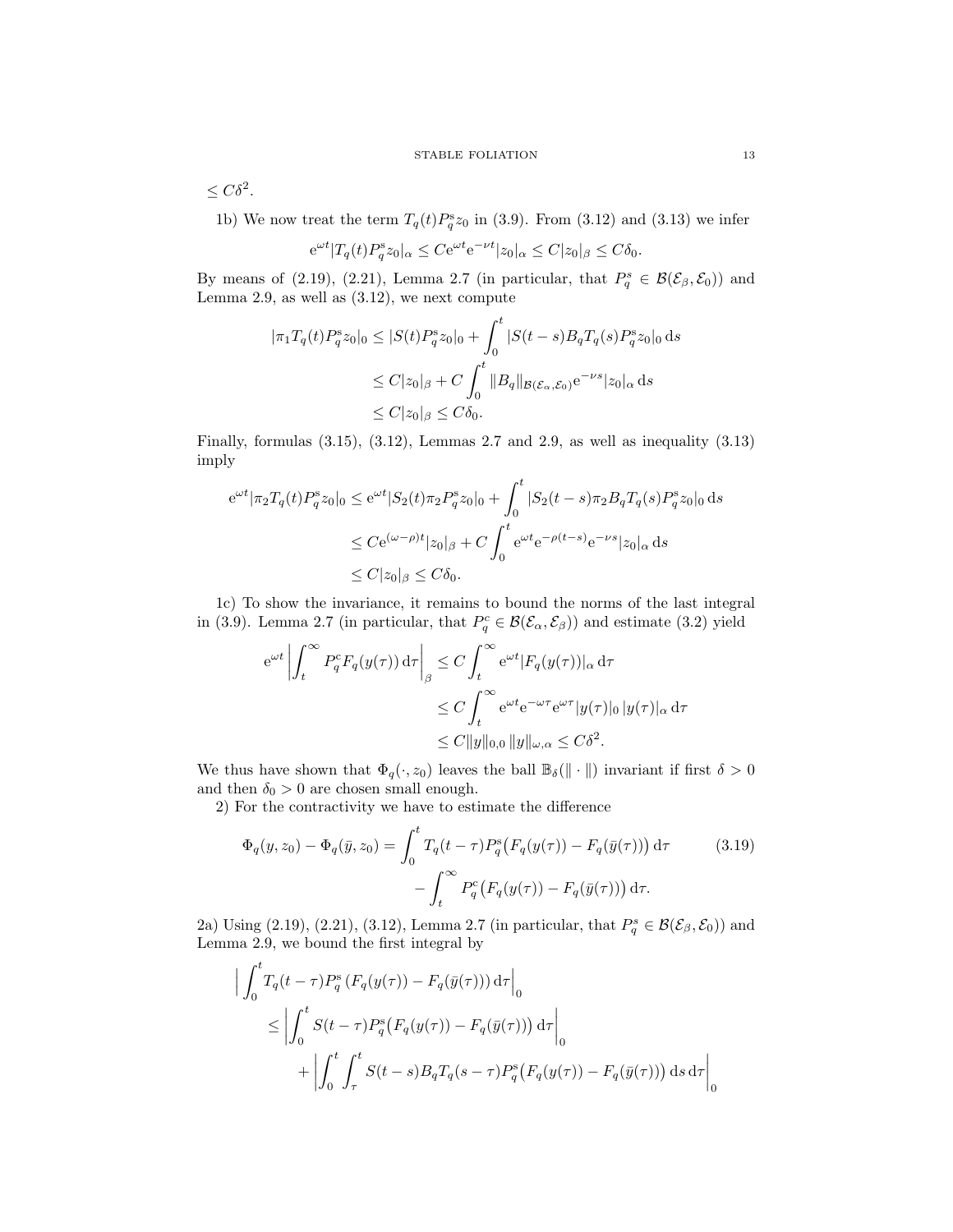$\leq C\delta^2$.

1b) We now treat the term $T_q(t)P_q^{\mathrm{s}}z_0$ in (3.9). From (3.12) and (3.13) we infer

$$\mathrm{e}^{\omega t}|T_q(t)P_q^{\mathrm{s}}z_0|_\alpha \leq C\mathrm{e}^{\omega t}\mathrm{e}^{-\nu t}|z_0|_\alpha \leq C|z_0|_\beta \leq C\delta_0.$$

By means of (2.19), (2.21), Lemma 2.7 (in particular, that $P_q^s \in \mathcal{B}(\mathcal{E}_\beta, \mathcal{E}_0)$) and Lemma 2.9, as well as (3.12), we next compute

$$\begin{aligned}
|\pi_1 T_q(t)P_q^{\mathrm{s}}z_0|_0 &\leq |S(t)P_q^{\mathrm{s}}z_0|_0 + \int_0^t |S(t-s)B_qT_q(s)P_q^{\mathrm{s}}z_0|_0 \,\mathrm{d}s \\
&\leq C|z_0|_\beta + C\int_0^t \|B_q\|_{\mathcal{B}(\mathcal{E}_\alpha,\mathcal{E}_0)}\mathrm{e}^{-\nu s}|z_0|_\alpha \,\mathrm{d}s \\
&\leq C|z_0|_\beta \leq C\delta_0.
\end{aligned}$$

Finally, formulas (3.15), (3.12), Lemmas 2.7 and 2.9, as well as inequality (3.13) imply

$$\begin{aligned}
\mathrm{e}^{\omega t}|\pi_2 T_q(t)P_q^{\mathrm{s}}z_0|_0 &\leq \mathrm{e}^{\omega t}|S_2(t)\pi_2 P_q^{\mathrm{s}}z_0|_0 + \int_0^t |S_2(t-s)\pi_2 B_qT_q(s)P_q^{\mathrm{s}}z_0|_0 \,\mathrm{d}s \\
&\leq C\mathrm{e}^{(\omega-\rho)t}|z_0|_\beta + C\int_0^t \mathrm{e}^{\omega t}\mathrm{e}^{-\rho(t-s)}\mathrm{e}^{-\nu s}|z_0|_\alpha \,\mathrm{d}s \\
&\leq C|z_0|_\beta \leq C\delta_0.
\end{aligned}$$

1c) To show the invariance, it remains to bound the norms of the last integral in (3.9). Lemma 2.7 (in particular, that $P_q^c \in \mathcal{B}(\mathcal{E}_\alpha, \mathcal{E}_\beta)$) and estimate (3.2) yield

$$\begin{aligned}
\mathrm{e}^{\omega t}\left|\int_t^\infty P_q^{\mathrm{c}}F_q(y(\tau))\,\mathrm{d}\tau\right|_\beta &\leq C\int_t^\infty \mathrm{e}^{\omega t}|F_q(y(\tau))|_\alpha \,\mathrm{d}\tau \\
&\leq C\int_t^\infty \mathrm{e}^{\omega t}\mathrm{e}^{-\omega\tau}\mathrm{e}^{\omega\tau}|y(\tau)|_0\,|y(\tau)|_\alpha \,\mathrm{d}\tau \\
&\leq C\|y\|_{0,0}\,\|y\|_{\omega,\alpha} \leq C\delta^2.
\end{aligned}$$

We thus have shown that $\Phi_q(\cdot, z_0)$ leaves the ball $\mathbb{B}_\delta(\|\cdot\|)$ invariant if first $\delta > 0$ and then $\delta_0 > 0$ are chosen small enough.

2) For the contractivity we have to estimate the difference

$$\begin{aligned}
\Phi_q(y, z_0) - \Phi_q(\bar{y}, z_0) = &\int_0^t T_q(t-\tau)P_q^{\mathrm{s}}\big(F_q(y(\tau)) - F_q(\bar{y}(\tau))\big)\,\mathrm{d}\tau \\
&- \int_t^\infty P_q^{\mathrm{c}}\big(F_q(y(\tau)) - F_q(\bar{y}(\tau))\big)\,\mathrm{d}\tau.
\end{aligned} \tag{3.19}$$

2a) Using (2.19), (2.21), (3.12), Lemma 2.7 (in particular, that $P_q^s \in \mathcal{B}(\mathcal{E}_\beta, \mathcal{E}_0)$) and Lemma 2.9, we bound the first integral by

$$\begin{aligned}
\Big|&\int_0^t T_q(t-\tau)P_q^{\mathrm{s}}\left(F_q(y(\tau)) - F_q(\bar{y}(\tau))\right)\mathrm{d}\tau\Big|_0 \\
&\leq \left|\int_0^t S(t-\tau)P_q^{\mathrm{s}}\big(F_q(y(\tau)) - F_q(\bar{y}(\tau))\big)\,\mathrm{d}\tau\right|_0 \\
&\quad + \left|\int_0^t\int_\tau^t S(t-s)B_qT_q(s-\tau)P_q^{\mathrm{s}}\big(F_q(y(\tau)) - F_q(\bar{y}(\tau))\big)\,\mathrm{d}s\,\mathrm{d}\tau\right|_0
\end{aligned}$$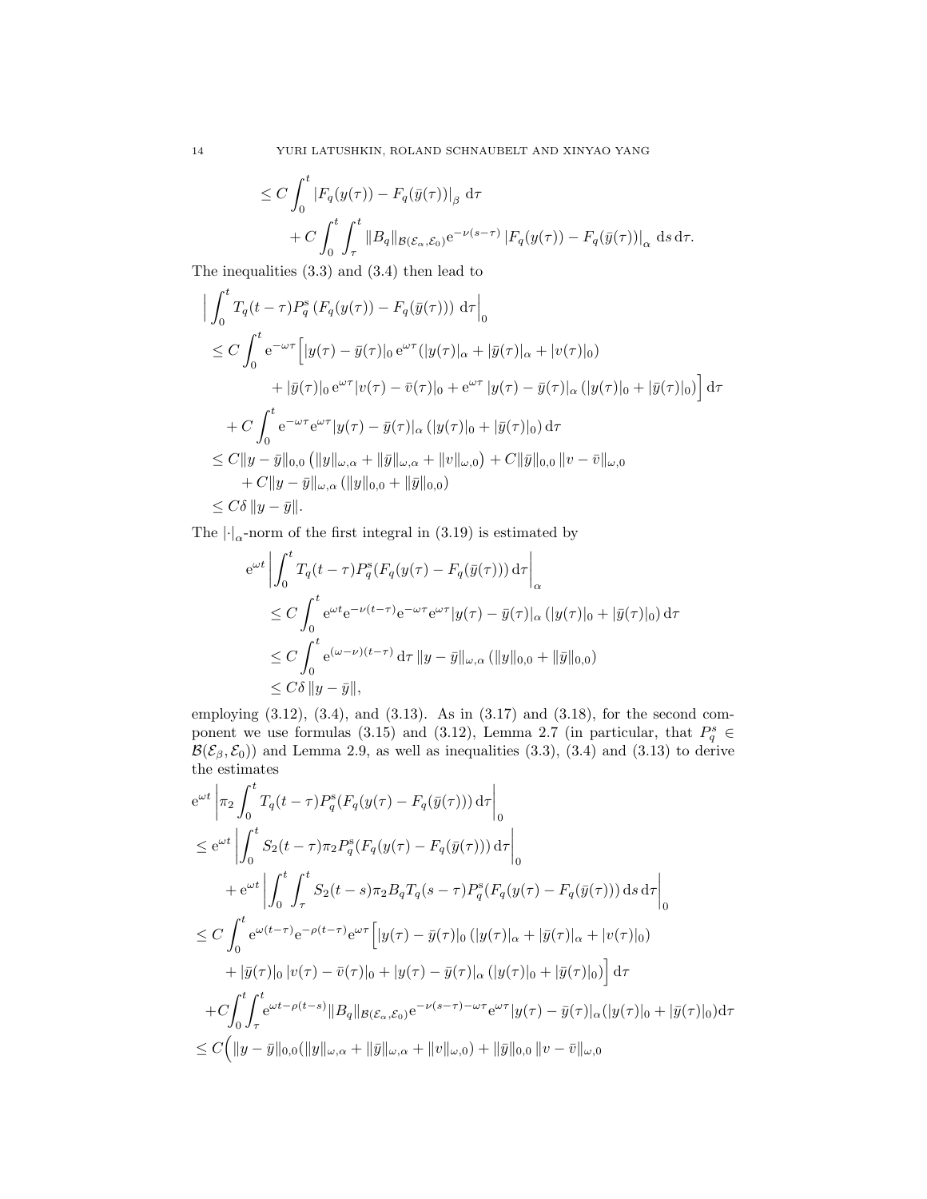$$
\begin{aligned}
&\leq C \int_0^t \left|F_q(y(\tau)) - F_q(\bar{y}(\tau))\right|_\beta \, \mathrm{d}\tau \\
&\qquad + C \int_0^t \int_\tau^t \|B_q\|_{\mathcal{B}(\mathcal{E}_\alpha, \mathcal{E}_0)} \mathrm{e}^{-\nu(s-\tau)} \left|F_q(y(\tau)) - F_q(\bar{y}(\tau))\right|_\alpha \, \mathrm{d}s \, \mathrm{d}\tau.
\end{aligned}
$$

The inequalities (3.3) and (3.4) then lead to

$$
\begin{aligned}
&\Big| \int_0^t T_q(t-\tau) P_q^{\mathrm{s}} \left(F_q(y(\tau)) - F_q(\bar{y}(\tau))\right) \mathrm{d}\tau \Big|_0 \\
&\leq C \int_0^t \mathrm{e}^{-\omega\tau} \Big[ |y(\tau) - \bar{y}(\tau)|_0 \, \mathrm{e}^{\omega\tau} (|y(\tau)|_\alpha + |\bar{y}(\tau)|_\alpha + |v(\tau)|_0) \\
&\qquad\qquad + |\bar{y}(\tau)|_0 \, \mathrm{e}^{\omega\tau} |v(\tau) - \bar{v}(\tau)|_0 + \mathrm{e}^{\omega\tau} \, |y(\tau) - \bar{y}(\tau)|_\alpha \, (|y(\tau)|_0 + |\bar{y}(\tau)|_0) \Big] \, \mathrm{d}\tau \\
&\quad + C \int_0^t \mathrm{e}^{-\omega\tau} \mathrm{e}^{\omega\tau} |y(\tau) - \bar{y}(\tau)|_\alpha \, (|y(\tau)|_0 + |\bar{y}(\tau)|_0) \, \mathrm{d}\tau \\
&\leq C \|y - \bar{y}\|_{0,0} \left(\|y\|_{\omega,\alpha} + \|\bar{y}\|_{\omega,\alpha} + \|v\|_{\omega,0}\right) + C \|\bar{y}\|_{0,0} \, \|v - \bar{v}\|_{\omega,0} \\
&\qquad + C \|y - \bar{y}\|_{\omega,\alpha} \, (\|y\|_{0,0} + \|\bar{y}\|_{0,0}) \\
&\leq C\delta \, \|y - \bar{y}\|.
\end{aligned}
$$

The $|\cdot|_\alpha$-norm of the first integral in (3.19) is estimated by

$$
\begin{aligned}
&\mathrm{e}^{\omega t} \left| \int_0^t T_q(t-\tau) P_q^{\mathrm{s}} (F_q(y(\tau) - F_q(\bar{y}(\tau))) \, \mathrm{d}\tau \right|_\alpha \\
&\quad \leq C \int_0^t \mathrm{e}^{\omega t} \mathrm{e}^{-\nu(t-\tau)} \mathrm{e}^{-\omega\tau} \mathrm{e}^{\omega\tau} |y(\tau) - \bar{y}(\tau)|_\alpha \, (|y(\tau)|_0 + |\bar{y}(\tau)|_0) \, \mathrm{d}\tau \\
&\quad \leq C \int_0^t \mathrm{e}^{(\omega-\nu)(t-\tau)} \, \mathrm{d}\tau \, \|y - \bar{y}\|_{\omega,\alpha} \, (\|y\|_{0,0} + \|\bar{y}\|_{0,0}) \\
&\quad \leq C\delta \, \|y - \bar{y}\|,
\end{aligned}
$$

employing (3.12), (3.4), and (3.13). As in (3.17) and (3.18), for the second component we use formulas (3.15) and (3.12), Lemma 2.7 (in particular, that $P_q^s \in \mathcal{B}(\mathcal{E}_\beta, \mathcal{E}_0)$) and Lemma 2.9, as well as inequalities (3.3), (3.4) and (3.13) to derive the estimates

$$
\begin{aligned}
&\mathrm{e}^{\omega t} \left| \pi_2 \int_0^t T_q(t-\tau) P_q^{\mathrm{s}} (F_q(y(\tau) - F_q(\bar{y}(\tau))) \, \mathrm{d}\tau \right|_0 \\
&\leq \mathrm{e}^{\omega t} \left| \int_0^t S_2(t-\tau) \pi_2 P_q^{\mathrm{s}} (F_q(y(\tau) - F_q(\bar{y}(\tau))) \, \mathrm{d}\tau \right|_0 \\
&\quad + \mathrm{e}^{\omega t} \left| \int_0^t \int_\tau^t S_2(t-s) \pi_2 B_q T_q(s-\tau) P_q^{\mathrm{s}} (F_q(y(\tau) - F_q(\bar{y}(\tau))) \, \mathrm{d}s \, \mathrm{d}\tau \right|_0 \\
&\leq C \int_0^t \mathrm{e}^{\omega(t-\tau)} \mathrm{e}^{-\rho(t-\tau)} \mathrm{e}^{\omega\tau} \Big[ |y(\tau) - \bar{y}(\tau)|_0 \, (|y(\tau)|_\alpha + |\bar{y}(\tau)|_\alpha + |v(\tau)|_0) \\
&\quad + |\bar{y}(\tau)|_0 \, |v(\tau) - \bar{v}(\tau)|_0 + |y(\tau) - \bar{y}(\tau)|_\alpha \, (|y(\tau)|_0 + |\bar{y}(\tau)|_0) \Big] \, \mathrm{d}\tau \\
&\quad + C \int_0^t \int_\tau^t \mathrm{e}^{\omega t - \rho(t-s)} \|B_q\|_{\mathcal{B}(\mathcal{E}_\alpha, \mathcal{E}_0)} \mathrm{e}^{-\nu(s-\tau) - \omega\tau} \mathrm{e}^{\omega\tau} |y(\tau) - \bar{y}(\tau)|_\alpha (|y(\tau)|_0 + |\bar{y}(\tau)|_0) \mathrm{d}\tau \\
&\leq C \Big( \|y - \bar{y}\|_{0,0} (\|y\|_{\omega,\alpha} + \|\bar{y}\|_{\omega,\alpha} + \|v\|_{\omega,0}) + \|\bar{y}\|_{0,0} \, \|v - \bar{v}\|_{\omega,0}
\end{aligned}
$$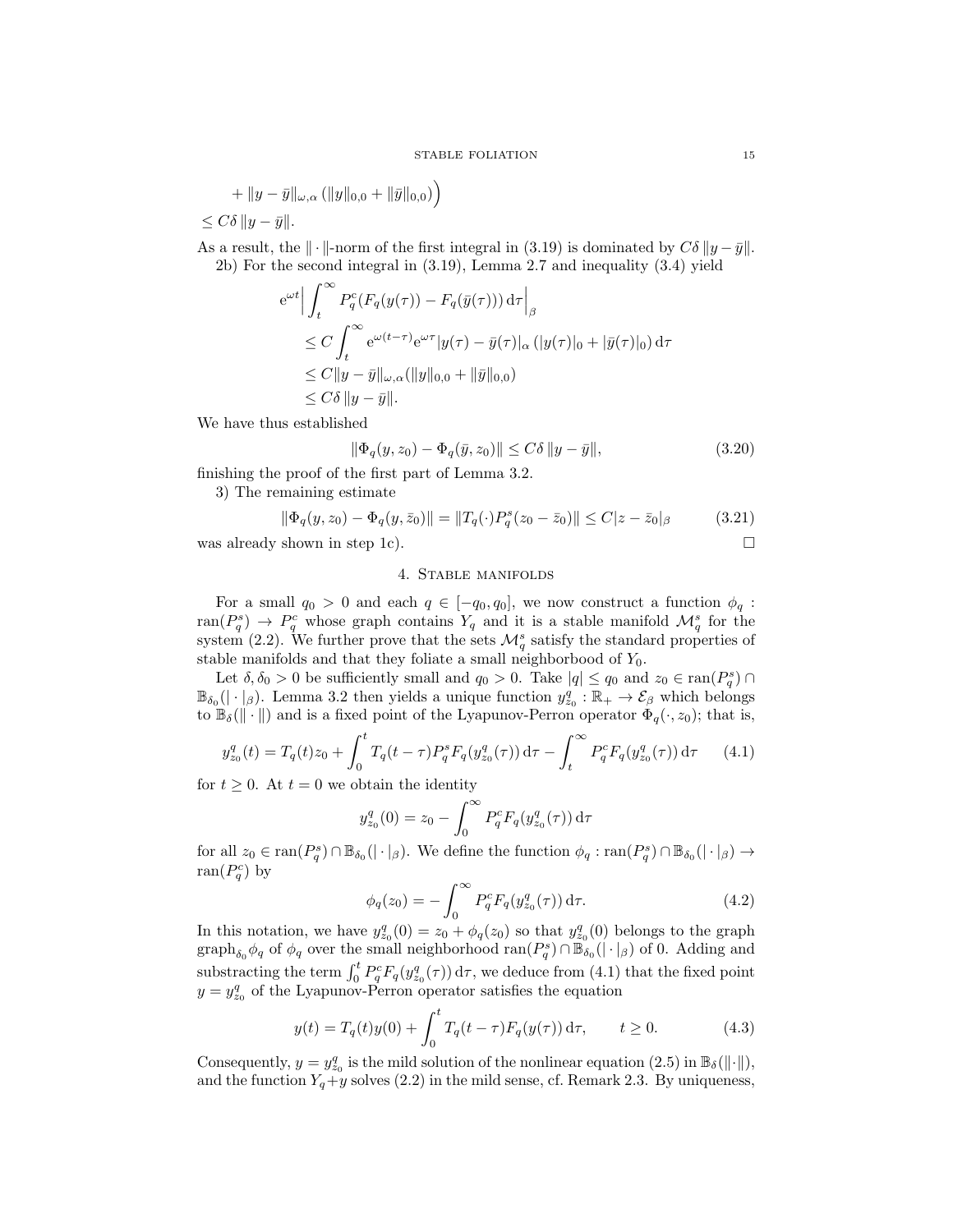$$
\begin{aligned}
&+ \|y-\bar y\|_{\omega,\alpha}\,(\|y\|_{0,0}+\|\bar y\|_{0,0})\Big) \\
&\le C\delta\,\|y-\bar y\|.
\end{aligned}
$$

As a result, the $\|\cdot\|$-norm of the first integral in (3.19) is dominated by $C\delta\,\|y-\bar y\|$.

2b) For the second integral in (3.19), Lemma 2.7 and inequality (3.4) yield

$$
\begin{aligned}
\mathrm{e}^{\omega t}\Big|\int_t^\infty P_q^c(F_q(y(\tau))-F_q(\bar y(\tau)))\,\mathrm{d}\tau\Big|_\beta
&\le C\int_t^\infty \mathrm{e}^{\omega(t-\tau)}\mathrm{e}^{\omega\tau}|y(\tau)-\bar y(\tau)|_\alpha\,(|y(\tau)|_0+|\bar y(\tau)|_0)\,\mathrm{d}\tau\\
&\le C\|y-\bar y\|_{\omega,\alpha}(\|y\|_{0,0}+\|\bar y\|_{0,0})\\
&\le C\delta\,\|y-\bar y\|.
\end{aligned}
$$

We have thus established

$$
\|\Phi_q(y,z_0)-\Phi_q(\bar y,z_0)\|\le C\delta\,\|y-\bar y\|, \tag{3.20}
$$

finishing the proof of the first part of Lemma 3.2.

3) The remaining estimate

$$
\|\Phi_q(y,z_0)-\Phi_q(y,\bar z_0)\| = \|T_q(\cdot)P_q^s(z_0-\bar z_0)\|\le C|z-\bar z_0|_\beta \tag{3.21}
$$

was already shown in step 1c). $\square$

## 4. Stable manifolds

For a small $q_0>0$ and each $q\in[-q_0,q_0]$, we now construct a function $\phi_q:\operatorname{ran}(P_q^s)\to P_q^c$ whose graph contains $Y_q$ and it is a stable manifold $\mathcal{M}_q^s$ for the system (2.2). We further prove that the sets $\mathcal{M}_q^s$ satisfy the standard properties of stable manifolds and that they foliate a small neighborbood of $Y_0$.

Let $\delta,\delta_0>0$ be sufficiently small and $q_0>0$. Take $|q|\le q_0$ and $z_0\in\operatorname{ran}(P_q^s)\cap\mathbb{B}_{\delta_0}(|\cdot|_\beta)$. Lemma 3.2 then yields a unique function $y_{z_0}^q:\mathbb{R}_+\to\mathcal{E}_\beta$ which belongs to $\mathbb{B}_\delta(\|\cdot\|)$ and is a fixed point of the Lyapunov-Perron operator $\Phi_q(\cdot,z_0)$; that is,

$$
y_{z_0}^q(t)=T_q(t)z_0+\int_0^t T_q(t-\tau)P_q^sF_q(y_{z_0}^q(\tau))\,\mathrm{d}\tau-\int_t^\infty P_q^cF_q(y_{z_0}^q(\tau))\,\mathrm{d}\tau \tag{4.1}
$$

for $t\ge0$. At $t=0$ we obtain the identity

$$
y_{z_0}^q(0)=z_0-\int_0^\infty P_q^cF_q(y_{z_0}^q(\tau))\,\mathrm{d}\tau
$$

for all $z_0\in\operatorname{ran}(P_q^s)\cap\mathbb{B}_{\delta_0}(|\cdot|_\beta)$. We define the function $\phi_q:\operatorname{ran}(P_q^s)\cap\mathbb{B}_{\delta_0}(|\cdot|_\beta)\to\operatorname{ran}(P_q^c)$ by

$$
\phi_q(z_0)=-\int_0^\infty P_q^cF_q(y_{z_0}^q(\tau))\,\mathrm{d}\tau. \tag{4.2}
$$

In this notation, we have $y_{z_0}^q(0)=z_0+\phi_q(z_0)$ so that $y_{z_0}^q(0)$ belongs to the graph $\operatorname{graph}_{\delta_0}\phi_q$ of $\phi_q$ over the small neighborhood $\operatorname{ran}(P_q^s)\cap\mathbb{B}_{\delta_0}(|\cdot|_\beta)$ of 0. Adding and substracting the term $\int_0^t P_q^cF_q(y_{z_0}^q(\tau))\,\mathrm{d}\tau$, we deduce from (4.1) that the fixed point $y=y_{z_0}^q$ of the Lyapunov-Perron operator satisfies the equation

$$
y(t)=T_q(t)y(0)+\int_0^t T_q(t-\tau)F_q(y(\tau))\,\mathrm{d}\tau,\qquad t\ge0. \tag{4.3}
$$

Consequently, $y=y_{z_0}^q$ is the mild solution of the nonlinear equation (2.5) in $\mathbb{B}_\delta(\|\cdot\|)$, and the function $Y_q+y$ solves (2.2) in the mild sense, cf. Remark 2.3. By uniqueness,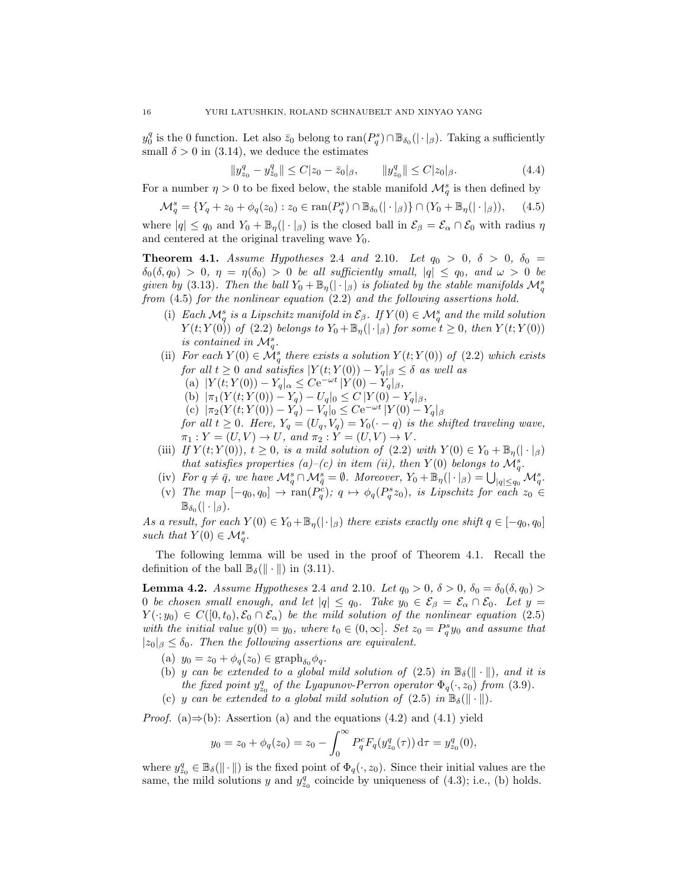$y_0^q$ is the 0 function. Let also $\bar z_0$ belong to $\operatorname{ran}(P_q^s)\cap \mathbb{B}_{\delta_0}(|\cdot|_\beta)$. Taking a sufficiently small $\delta>0$ in (3.14), we deduce the estimates

$$\|y_{z_0}^q - y_{\bar z_0}^q\| \le C|z_0-\bar z_0|_\beta, \qquad \|y_{z_0}^q\|\le C|z_0|_\beta. \tag{4.4}$$

For a number $\eta>0$ to be fixed below, the stable manifold $\mathcal{M}_q^s$ is then defined by

$$\mathcal{M}_q^s = \{Y_q + z_0 + \phi_q(z_0) : z_0 \in \operatorname{ran}(P_q^s)\cap \mathbb{B}_{\delta_0}(|\cdot|_\beta)\} \cap (Y_0 + \mathbb{B}_\eta(|\cdot|_\beta)), \tag{4.5}$$

where $|q|\le q_0$ and $Y_0+\mathbb{B}_\eta(|\cdot|_\beta)$ is the closed ball in $\mathcal{E}_\beta = \mathcal{E}_\alpha\cap\mathcal{E}_0$ with radius $\eta$ and centered at the original traveling wave $Y_0$.

**Theorem 4.1.** *Assume Hypotheses 2.4 and 2.10. Let $q_0>0$, $\delta>0$, $\delta_0 = \delta_0(\delta,q_0)>0$, $\eta=\eta(\delta_0)>0$ be all sufficiently small, $|q|\le q_0$, and $\omega>0$ be given by (3.13). Then the ball $Y_0+\mathbb{B}_\eta(|\cdot|_\beta)$ is foliated by the stable manifolds $\mathcal{M}_q^s$ from (4.5) for the nonlinear equation (2.2) and the following assertions hold.*

- (i) *Each $\mathcal{M}_q^s$ is a Lipschitz manifold in $\mathcal{E}_\beta$. If $Y(0)\in\mathcal{M}_q^s$ and the mild solution $Y(t;Y(0))$ of (2.2) belongs to $Y_0+\mathbb{B}_\eta(|\cdot|_\beta)$ for some $t\ge 0$, then $Y(t;Y(0))$ is contained in $\mathcal{M}_q^s$.*
- (ii) *For each $Y(0)\in\mathcal{M}_q^s$ there exists a solution $Y(t;Y(0))$ of (2.2) which exists for all $t\ge0$ and satisfies $|Y(t;Y(0))-Y_q|_\beta\le\delta$ as well as*
  - (a) $|Y(t;Y(0))-Y_q|_\alpha \le C\mathrm{e}^{-\omega t}\,|Y(0)-Y_q|_\beta$,
  - (b) $|\pi_1(Y(t;Y(0))-Y_q) - U_q|_0 \le C\,|Y(0)-Y_q|_\beta$,
  - (c) $|\pi_2(Y(t;Y(0))-Y_q) - V_q|_0 \le C\mathrm{e}^{-\omega t}\,|Y(0)-Y_q|_\beta$

  *for all $t\ge0$. Here, $Y_q=(U_q,V_q)=Y_0(\cdot-q)$ is the shifted traveling wave, $\pi_1: Y=(U,V)\to U$, and $\pi_2: Y=(U,V)\to V$.*
- (iii) *If $Y(t;Y(0))$, $t\ge0$, is a mild solution of (2.2) with $Y(0)\in Y_0+\mathbb{B}_\eta(|\cdot|_\beta)$ that satisfies properties (a)–(c) in item (ii), then $Y(0)$ belongs to $\mathcal{M}_q^s$.*
- (iv) *For $q\ne\bar q$, we have $\mathcal{M}_q^s\cap\mathcal{M}_{\bar q}^s=\emptyset$. Moreover, $Y_0+\mathbb{B}_\eta(|\cdot|_\beta)=\bigcup_{|q|\le q_0}\mathcal{M}_q^s$.*
- (v) *The map $[-q_0,q_0]\to\operatorname{ran}(P_q^c)$; $q\mapsto\phi_q(P_q^s z_0)$, is Lipschitz for each $z_0\in\mathbb{B}_{\delta_0}(|\cdot|_\beta)$.*

*As a result, for each $Y(0)\in Y_0+\mathbb{B}_\eta(|\cdot|_\beta)$ there exists exactly one shift $q\in[-q_0,q_0]$ such that $Y(0)\in\mathcal{M}_q^s$.*

The following lemma will be used in the proof of Theorem 4.1. Recall the definition of the ball $\mathbb{B}_\delta(\|\cdot\|)$ in (3.11).

**Lemma 4.2.** *Assume Hypotheses 2.4 and 2.10. Let $q_0>0$, $\delta>0$, $\delta_0=\delta_0(\delta,q_0)>0$ be chosen small enough, and let $|q|\le q_0$. Take $y_0\in\mathcal{E}_\beta=\mathcal{E}_\alpha\cap\mathcal{E}_0$. Let $y=Y(\cdot;y_0)\in C([0,t_0),\mathcal{E}_0\cap\mathcal{E}_\alpha)$ be the mild solution of the nonlinear equation (2.5) with the initial value $y(0)=y_0$, where $t_0\in(0,\infty]$. Set $z_0=P_q^s y_0$ and assume that $|z_0|_\beta\le\delta_0$. Then the following assertions are equivalent.*

- (a) *$y_0 = z_0+\phi_q(z_0)\in\operatorname{graph}_{\delta_0}\phi_q$.*
- (b) *$y$ can be extended to a global mild solution of (2.5) in $\mathbb{B}_\delta(\|\cdot\|)$, and it is the fixed point $y_{z_0}^q$ of the Lyapunov-Perron operator $\Phi_q(\cdot,z_0)$ from (3.9).*
- (c) *$y$ can be extended to a global mild solution of (2.5) in $\mathbb{B}_\delta(\|\cdot\|)$.*

*Proof.* (a)$\Rightarrow$(b): Assertion (a) and the equations (4.2) and (4.1) yield

$$y_0 = z_0+\phi_q(z_0) = z_0 - \int_0^\infty P_q^c F_q(y_{z_0}^q(\tau))\,\mathrm{d}\tau = y_{z_0}^q(0),$$

where $y_{z_0}^q\in\mathbb{B}_\delta(\|\cdot\|)$ is the fixed point of $\Phi_q(\cdot,z_0)$. Since their initial values are the same, the mild solutions $y$ and $y_{z_0}^q$ coincide by uniqueness of (4.3); i.e., (b) holds.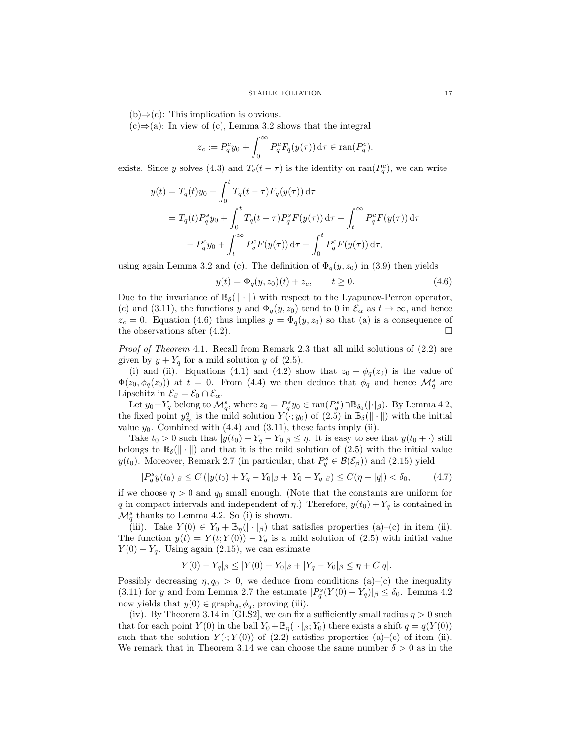(b)⇒(c): This implication is obvious.

(c)⇒(a): In view of (c), Lemma 3.2 shows that the integral

$$z_c := P_q^c y_0 + \int_0^\infty P_q^c F_q(y(\tau))\,\mathrm{d}\tau \in \operatorname{ran}(P_q^c).$$

exists. Since $y$ solves (4.3) and $T_q(t-\tau)$ is the identity on $\operatorname{ran}(P_q^c)$, we can write

$$\begin{aligned}
y(t) &= T_q(t)y_0 + \int_0^t T_q(t-\tau)F_q(y(\tau))\,\mathrm{d}\tau \\
&= T_q(t)P_q^s y_0 + \int_0^t T_q(t-\tau)P_q^s F(y(\tau))\,\mathrm{d}\tau - \int_t^\infty P_q^c F(y(\tau))\,\mathrm{d}\tau \\
&\quad + P_q^c y_0 + \int_t^\infty P_q^c F(y(\tau))\,\mathrm{d}\tau + \int_0^t P_q^c F(y(\tau))\,\mathrm{d}\tau,
\end{aligned}$$

using again Lemma 3.2 and (c). The definition of $\Phi_q(y, z_0)$ in (3.9) then yields

$$y(t) = \Phi_q(y, z_0)(t) + z_c, \qquad t \geq 0. \tag{4.6}$$

Due to the invariance of $\mathbb{B}_\delta(\|\cdot\|)$ with respect to the Lyapunov-Perron operator, (c) and (3.11), the functions $y$ and $\Phi_q(y, z_0)$ tend to 0 in $\mathcal{E}_\alpha$ as $t \to \infty$, and hence $z_c = 0$. Equation (4.6) thus implies $y = \Phi_q(y, z_0)$ so that (a) is a consequence of the observations after (4.2). $\square$

*Proof of Theorem* 4.1. Recall from Remark 2.3 that all mild solutions of (2.2) are given by $y + Y_q$ for a mild solution $y$ of (2.5).

(i) and (ii). Equations (4.1) and (4.2) show that $z_0 + \phi_q(z_0)$ is the value of $\Phi(z_0, \phi_q(z_0))$ at $t = 0$. From (4.4) we then deduce that $\phi_q$ and hence $\mathcal{M}_q^s$ are Lipschitz in $\mathcal{E}_\beta = \mathcal{E}_0 \cap \mathcal{E}_\alpha$.

Let $y_0 + Y_q$ belong to $\mathcal{M}_q^s$, where $z_0 = P_q^s y_0 \in \operatorname{ran}(P_q^s) \cap \mathbb{B}_{\delta_0}(|\cdot|_\beta)$. By Lemma 4.2, the fixed point $y_{z_0}^q$ is the mild solution $Y(\cdot; y_0)$ of (2.5) in $\mathbb{B}_\delta(\|\cdot\|)$ with the initial value $y_0$. Combined with (4.4) and (3.11), these facts imply (ii).

Take $t_0 > 0$ such that $|y(t_0) + Y_q - Y_0|_\beta \leq \eta$. It is easy to see that $y(t_0 + \cdot)$ still belongs to $\mathbb{B}_\delta(\|\cdot\|)$ and that it is the mild solution of (2.5) with the initial value $y(t_0)$. Moreover, Remark 2.7 (in particular, that $P_q^s \in \mathcal{B}(\mathcal{E}_\beta)$) and (2.15) yield

$$|P_q^s y(t_0)|_\beta \leq C\,(|y(t_0) + Y_q - Y_0|_\beta + |Y_0 - Y_q|_\beta) \leq C(\eta + |q|) < \delta_0, \tag{4.7}$$

if we choose $\eta > 0$ and $q_0$ small enough. (Note that the constants are uniform for $q$ in compact intervals and independent of $\eta$.) Therefore, $y(t_0) + Y_q$ is contained in $\mathcal{M}_q^s$ thanks to Lemma 4.2. So (i) is shown.

(iii). Take $Y(0) \in Y_0 + \mathbb{B}_\eta(|\cdot|_\beta)$ that satisfies properties (a)–(c) in item (ii). The function $y(t) = Y(t; Y(0)) - Y_q$ is a mild solution of (2.5) with initial value $Y(0) - Y_q$. Using again (2.15), we can estimate

$$|Y(0) - Y_q|_\beta \leq |Y(0) - Y_0|_\beta + |Y_q - Y_0|_\beta \leq \eta + C|q|.$$

Possibly decreasing $\eta, q_0 > 0$, we deduce from conditions (a)–(c) the inequality (3.11) for $y$ and from Lemma 2.7 the estimate $|P_q^s(Y(0) - Y_q)|_\beta \leq \delta_0$. Lemma 4.2 now yields that $y(0) \in \operatorname{graph}_{\delta_0}\phi_q$, proving (iii).

(iv). By Theorem 3.14 in [GLS2], we can fix a sufficiently small radius $\eta > 0$ such that for each point $Y(0)$ in the ball $Y_0 + \mathbb{B}_\eta(|\cdot|_\beta; Y_0)$ there exists a shift $q = q(Y(0))$ such that the solution $Y(\cdot; Y(0))$ of (2.2) satisfies properties (a)–(c) of item (ii). We remark that in Theorem 3.14 we can choose the same number $\delta > 0$ as in the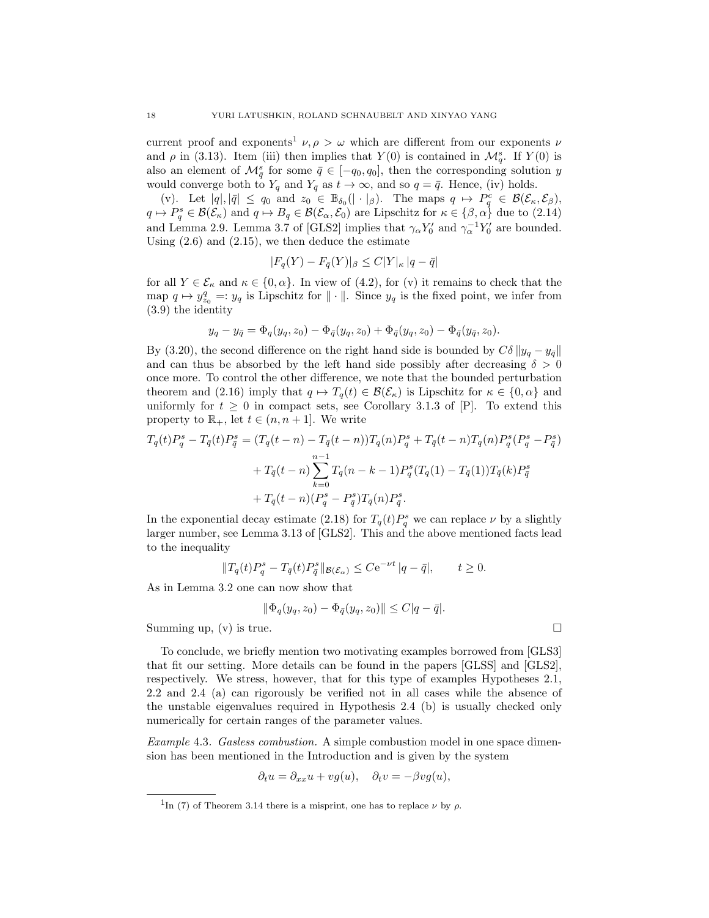current proof and exponents[1] $\nu, \rho > \omega$ which are different from our exponents $\nu$ and $\rho$ in (3.13). Item (iii) then implies that $Y(0)$ is contained in $\mathcal{M}_q^s$. If $Y(0)$ is also an element of $\mathcal{M}_{\bar{q}}^s$ for some $\bar{q} \in [-q_0, q_0]$, then the corresponding solution $y$ would converge both to $Y_q$ and $Y_{\bar{q}}$ as $t \to \infty$, and so $q = \bar{q}$. Hence, (iv) holds.

(v). Let $|q|, |\bar{q}| \le q_0$ and $z_0 \in \mathbb{B}_{\delta_0}(|\cdot|_\beta)$. The maps $q \mapsto P_q^c \in \mathcal{B}(\mathcal{E}_\kappa, \mathcal{E}_\beta)$, $q \mapsto P_q^s \in \mathcal{B}(\mathcal{E}_\kappa)$ and $q \mapsto B_q \in \mathcal{B}(\mathcal{E}_\alpha, \mathcal{E}_0)$ are Lipschitz for $\kappa \in \{\beta, \alpha\}$ due to (2.14) and Lemma 2.9. Lemma 3.7 of [GLS2] implies that $\gamma_\alpha Y_0'$ and $\gamma_\alpha^{-1} Y_0'$ are bounded. Using (2.6) and (2.15), we then deduce the estimate

$$|F_q(Y) - F_{\bar{q}}(Y)|_\beta \le C|Y|_\kappa \, |q - \bar{q}|$$

for all $Y \in \mathcal{E}_\kappa$ and $\kappa \in \{0, \alpha\}$. In view of (4.2), for (v) it remains to check that the map $q \mapsto y_{z_0}^q =: y_q$ is Lipschitz for $\|\cdot\|$. Since $y_q$ is the fixed point, we infer from (3.9) the identity

$$y_q - y_{\bar{q}} = \Phi_q(y_q, z_0) - \Phi_{\bar{q}}(y_q, z_0) + \Phi_{\bar{q}}(y_q, z_0) - \Phi_{\bar{q}}(y_{\bar{q}}, z_0).$$

By (3.20), the second difference on the right hand side is bounded by $C\delta \|y_q - y_{\bar{q}}\|$ and can thus be absorbed by the left hand side possibly after decreasing $\delta > 0$ once more. To control the other difference, we note that the bounded perturbation theorem and (2.16) imply that $q \mapsto T_q(t) \in \mathcal{B}(\mathcal{E}_\kappa)$ is Lipschitz for $\kappa \in \{0, \alpha\}$ and uniformly for $t \ge 0$ in compact sets, see Corollary 3.1.3 of [P]. To extend this property to $\mathbb{R}_+$, let $t \in (n, n+1]$. We write

$$\begin{aligned}
T_q(t)P_q^s - T_{\bar{q}}(t)P_{\bar{q}}^s &= (T_q(t-n) - T_{\bar{q}}(t-n))T_q(n)P_q^s + T_{\bar{q}}(t-n)T_q(n)P_q^s(P_q^s - P_{\bar{q}}^s) \\
&\quad + T_{\bar{q}}(t-n)\sum_{k=0}^{n-1} T_q(n-k-1)P_q^s(T_q(1) - T_{\bar{q}}(1))T_{\bar{q}}(k)P_{\bar{q}}^s \\
&\quad + T_{\bar{q}}(t-n)(P_q^s - P_{\bar{q}}^s)T_{\bar{q}}(n)P_{\bar{q}}^s.
\end{aligned}$$

In the exponential decay estimate (2.18) for $T_q(t)P_q^s$ we can replace $\nu$ by a slightly larger number, see Lemma 3.13 of [GLS2]. This and the above mentioned facts lead to the inequality

$$\|T_q(t)P_q^s - T_{\bar{q}}(t)P_{\bar{q}}^s\|_{\mathcal{B}(\mathcal{E}_\alpha)} \le C\mathrm{e}^{-\nu t}\,|q - \bar{q}|, \qquad t \ge 0.$$

As in Lemma 3.2 one can now show that

$$\|\Phi_q(y_q, z_0) - \Phi_{\bar{q}}(y_q, z_0)\| \le C|q - \bar{q}|.$$

Summing up, (v) is true. $\square$

To conclude, we briefly mention two motivating examples borrowed from [GLS3] that fit our setting. More details can be found in the papers [GLSS] and [GLS2], respectively. We stress, however, that for this type of examples Hypotheses 2.1, 2.2 and 2.4 (a) can rigorously be verified not in all cases while the absence of the unstable eigenvalues required in Hypothesis 2.4 (b) is usually checked only numerically for certain ranges of the parameter values.

*Example* 4.3. *Gasless combustion.* A simple combustion model in one space dimension has been mentioned in the Introduction and is given by the system

$$\partial_t u = \partial_{xx} u + vg(u), \quad \partial_t v = -\beta vg(u),$$

[1] In (7) of Theorem 3.14 there is a misprint, one has to replace $\nu$ by $\rho$.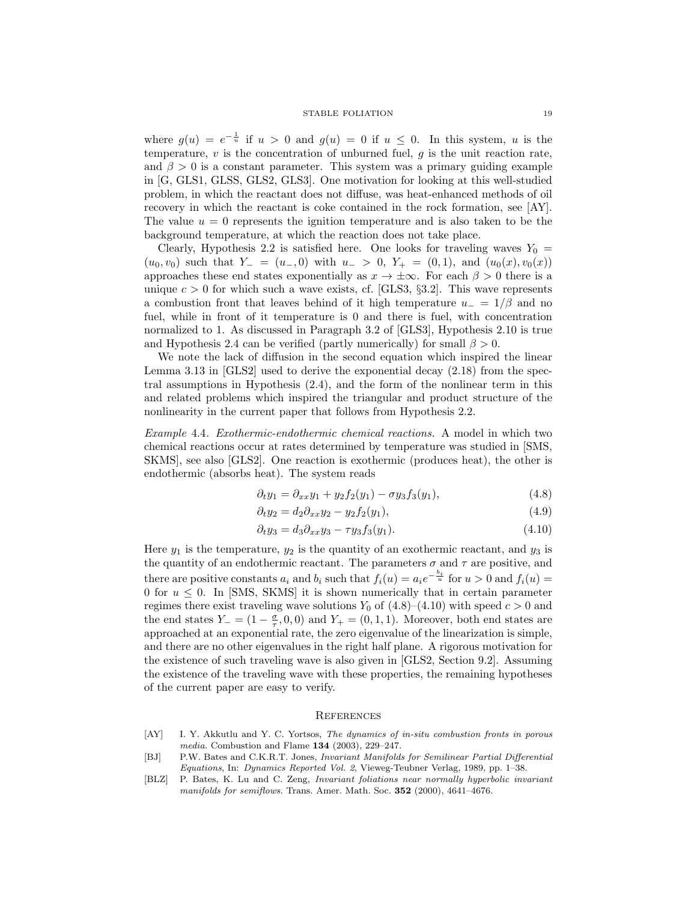where $g(u) = e^{-\frac{1}{u}}$ if $u > 0$ and $g(u) = 0$ if $u \leq 0$. In this system, $u$ is the temperature, $v$ is the concentration of unburned fuel, $g$ is the unit reaction rate, and $\beta > 0$ is a constant parameter. This system was a primary guiding example in [G, GLS1, GLSS, GLS2, GLS3]. One motivation for looking at this well-studied problem, in which the reactant does not diffuse, was heat-enhanced methods of oil recovery in which the reactant is coke contained in the rock formation, see [AY]. The value $u = 0$ represents the ignition temperature and is also taken to be the background temperature, at which the reaction does not take place.

Clearly, Hypothesis 2.2 is satisfied here. One looks for traveling waves $Y_0 = (u_0, v_0)$ such that $Y_- = (u_-, 0)$ with $u_- > 0$, $Y_+ = (0, 1)$, and $(u_0(x), v_0(x))$ approaches these end states exponentially as $x \to \pm\infty$. For each $\beta > 0$ there is a unique $c > 0$ for which such a wave exists, cf. [GLS3, §3.2]. This wave represents a combustion front that leaves behind of it high temperature $u_- = 1/\beta$ and no fuel, while in front of it temperature is 0 and there is fuel, with concentration normalized to 1. As discussed in Paragraph 3.2 of [GLS3], Hypothesis 2.10 is true and Hypothesis 2.4 can be verified (partly numerically) for small $\beta > 0$.

We note the lack of diffusion in the second equation which inspired the linear Lemma 3.13 in [GLS2] used to derive the exponential decay (2.18) from the spectral assumptions in Hypothesis (2.4), and the form of the nonlinear term in this and related problems which inspired the triangular and product structure of the nonlinearity in the current paper that follows from Hypothesis 2.2.

*Example* 4.4. *Exothermic-endothermic chemical reactions.* A model in which two chemical reactions occur at rates determined by temperature was studied in [SMS, SKMS], see also [GLS2]. One reaction is exothermic (produces heat), the other is endothermic (absorbs heat). The system reads

$$\partial_t y_1 = \partial_{xx} y_1 + y_2 f_2(y_1) - \sigma y_3 f_3(y_1), \tag{4.8}$$

$$\partial_t y_2 = d_2 \partial_{xx} y_2 - y_2 f_2(y_1), \tag{4.9}$$

$$\partial_t y_3 = d_3 \partial_{xx} y_3 - \tau y_3 f_3(y_1). \tag{4.10}$$

Here $y_1$ is the temperature, $y_2$ is the quantity of an exothermic reactant, and $y_3$ is the quantity of an endothermic reactant. The parameters $\sigma$ and $\tau$ are positive, and there are positive constants $a_i$ and $b_i$ such that $f_i(u) = a_i e^{-\frac{b_i}{u}}$ for $u > 0$ and $f_i(u) = 0$ for $u \leq 0$. In [SMS, SKMS] it is shown numerically that in certain parameter regimes there exist traveling wave solutions $Y_0$ of (4.8)–(4.10) with speed $c > 0$ and the end states $Y_- = (1 - \frac{\sigma}{\tau}, 0, 0)$ and $Y_+ = (0, 1, 1)$. Moreover, both end states are approached at an exponential rate, the zero eigenvalue of the linearization is simple, and there are no other eigenvalues in the right half plane. A rigorous motivation for the existence of such traveling wave is also given in [GLS2, Section 9.2]. Assuming the existence of the traveling wave with these properties, the remaining hypotheses of the current paper are easy to verify.

## References

- [AY] I. Y. Akkutlu and Y. C. Yortsos, *The dynamics of in-situ combustion fronts in porous media.* Combustion and Flame **134** (2003), 229–247.
- [BJ] P.W. Bates and C.K.R.T. Jones, *Invariant Manifolds for Semilinear Partial Differential Equations*, In: *Dynamics Reported Vol. 2*, Vieweg-Teubner Verlag, 1989, pp. 1–38.
- [BLZ] P. Bates, K. Lu and C. Zeng, *Invariant foliations near normally hyperbolic invariant manifolds for semiflows.* Trans. Amer. Math. Soc. **352** (2000), 4641–4676.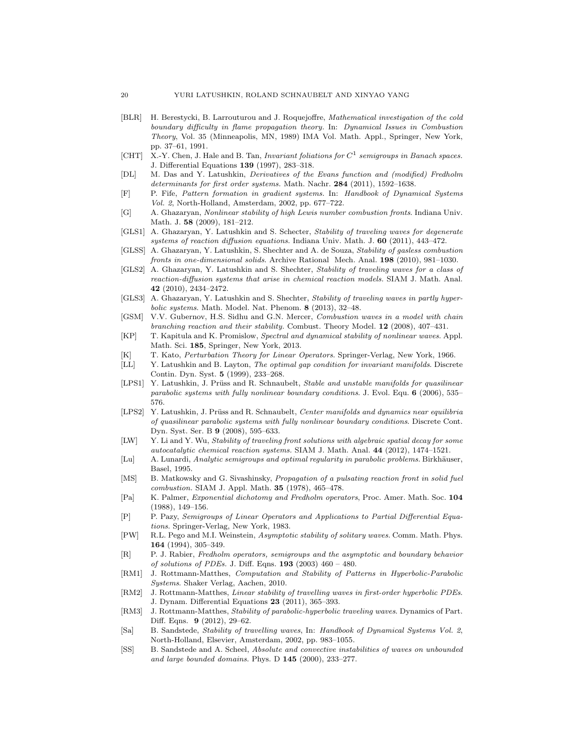- [BLR] H. Berestycki, B. Larrouturou and J. Roquejoffre, *Mathematical investigation of the cold boundary difficulty in flame propagation theory.* In: *Dynamical Issues in Combustion Theory*, Vol. 35 (Minneapolis, MN, 1989) IMA Vol. Math. Appl., Springer, New York, pp. 37–61, 1991.
- [CHT] X.-Y. Chen, J. Hale and B. Tan, *Invariant foliations for $C^1$ semigroups in Banach spaces.* J. Differential Equations **139** (1997), 283–318.
- [DL] M. Das and Y. Latushkin, *Derivatives of the Evans function and (modified) Fredholm determinants for first order systems.* Math. Nachr. **284** (2011), 1592–1638.
- [F] P. Fife, *Pattern formation in gradient systems.* In: *Handbook of Dynamical Systems Vol. 2*, North-Holland, Amsterdam, 2002, pp. 677–722.
- [G] A. Ghazaryan, *Nonlinear stability of high Lewis number combustion fronts.* Indiana Univ. Math. J. **58** (2009), 181–212.
- [GLS1] A. Ghazaryan, Y. Latushkin and S. Schecter, *Stability of traveling waves for degenerate systems of reaction diffusion equations.* Indiana Univ. Math. J. **60** (2011), 443–472.
- [GLSS] A. Ghazaryan, Y. Latushkin, S. Shechter and A. de Souza, *Stability of gasless combustion fronts in one-dimensional solids.* Archive Rational Mech. Anal. **198** (2010), 981–1030.
- [GLS2] A. Ghazaryan, Y. Latushkin and S. Shechter, *Stability of traveling waves for a class of reaction-diffusion systems that arise in chemical reaction models.* SIAM J. Math. Anal. **42** (2010), 2434–2472.
- [GLS3] A. Ghazaryan, Y. Latushkin and S. Shechter, *Stability of traveling waves in partly hyperbolic systems.* Math. Model. Nat. Phenom. **8** (2013), 32–48.
- [GSM] V.V. Gubernov, H.S. Sidhu and G.N. Mercer, *Combustion waves in a model with chain branching reaction and their stability.* Combust. Theory Model. **12** (2008), 407–431.
- [KP] T. Kapitula and K. Promislow, *Spectral and dynamical stability of nonlinear waves.* Appl. Math. Sci. **185**, Springer, New York, 2013.
- [K] T. Kato, *Perturbation Theory for Linear Operators.* Springer-Verlag, New York, 1966.
- [LL] Y. Latushkin and B. Layton, *The optimal gap condition for invariant manifolds.* Discrete Contin. Dyn. Syst. **5** (1999), 233–268.
- [LPS1] Y. Latushkin, J. Prüss and R. Schnaubelt, *Stable and unstable manifolds for quasilinear parabolic systems with fully nonlinear boundary conditions.* J. Evol. Equ. **6** (2006), 535–576.
- [LPS2] Y. Latushkin, J. Prüss and R. Schnaubelt, *Center manifolds and dynamics near equilibria of quasilinear parabolic systems with fully nonlinear boundary conditions.* Discrete Cont. Dyn. Syst. Ser. B **9** (2008), 595–633.
- [LW] Y. Li and Y. Wu, *Stability of traveling front solutions with algebraic spatial decay for some autocatalytic chemical reaction systems.* SIAM J. Math. Anal. **44** (2012), 1474–1521.
- [Lu] A. Lunardi, *Analytic semigroups and optimal regularity in parabolic problems.* Birkhäuser, Basel, 1995.
- [MS] B. Matkowsky and G. Sivashinsky, *Propagation of a pulsating reaction front in solid fuel combustion.* SIAM J. Appl. Math. **35** (1978), 465–478.
- [Pa] K. Palmer, *Exponential dichotomy and Fredholm operators*, Proc. Amer. Math. Soc. **104** (1988), 149–156.
- [P] P. Pazy, *Semigroups of Linear Operators and Applications to Partial Differential Equations.* Springer-Verlag, New York, 1983.
- [PW] R.L. Pego and M.I. Weinstein, *Asymptotic stability of solitary waves.* Comm. Math. Phys. **164** (1994), 305–349.
- [R] P. J. Rabier, *Fredholm operators, semigroups and the asymptotic and boundary behavior of solutions of PDEs.* J. Diff. Eqns. **193** (2003) 460 – 480.
- [RM1] J. Rottmann-Matthes, *Computation and Stability of Patterns in Hyperbolic-Parabolic Systems.* Shaker Verlag, Aachen, 2010.
- [RM2] J. Rottmann-Matthes, *Linear stability of travelling waves in first-order hyperbolic PDEs.* J. Dynam. Differential Equations **23** (2011), 365–393.
- [RM3] J. Rottmann-Matthes, *Stability of parabolic-hyperbolic traveling waves.* Dynamics of Part. Diff. Eqns. **9** (2012), 29–62.
- [Sa] B. Sandstede, *Stability of travelling waves*, In: *Handbook of Dynamical Systems Vol. 2*, North-Holland, Elsevier, Amsterdam, 2002, pp. 983–1055.
- [SS] B. Sandstede and A. Scheel, *Absolute and convective instabilities of waves on unbounded and large bounded domains.* Phys. D **145** (2000), 233–277.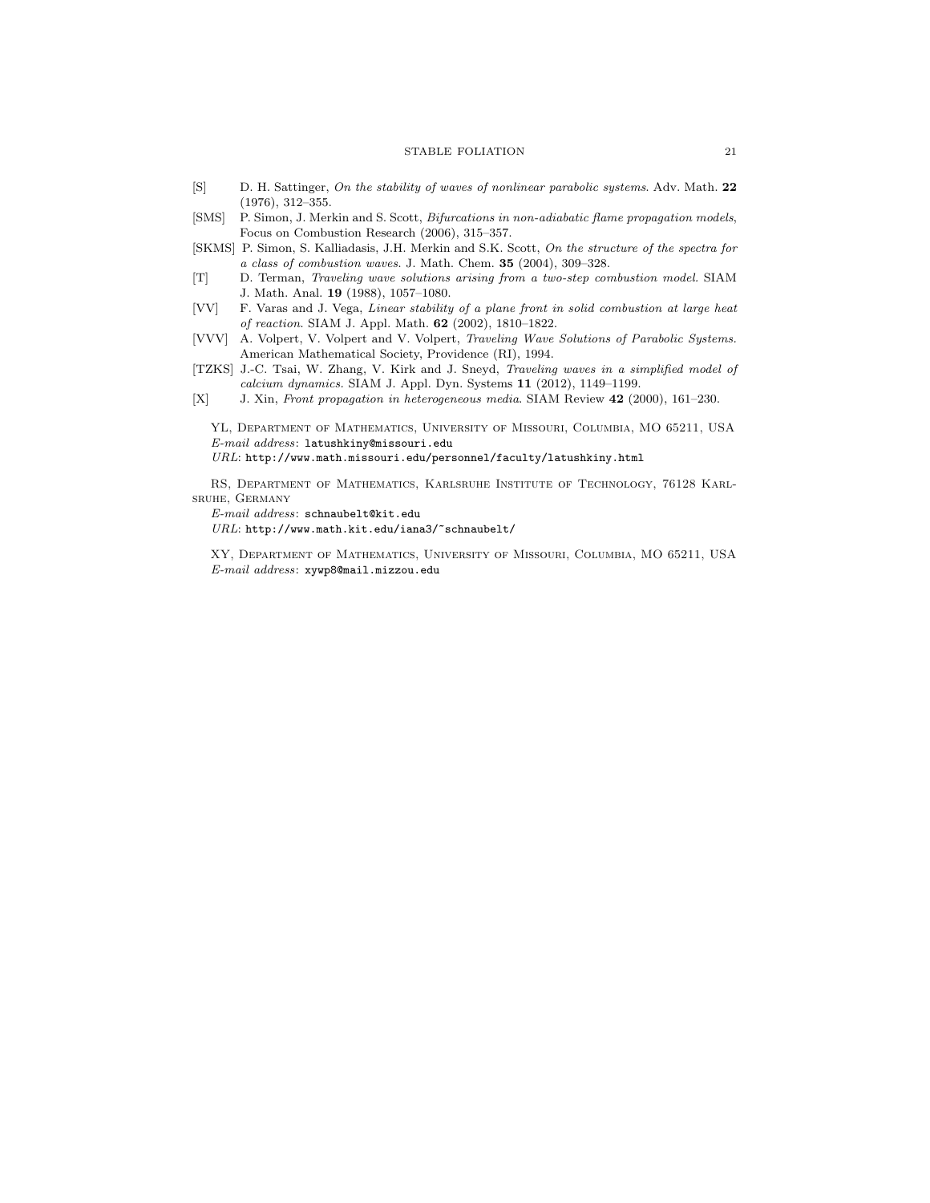[S] D. H. Sattinger, *On the stability of waves of nonlinear parabolic systems*. Adv. Math. **22** (1976), 312–355.

[SMS] P. Simon, J. Merkin and S. Scott, *Bifurcations in non-adiabatic flame propagation models*, Focus on Combustion Research (2006), 315–357.

[SKMS] P. Simon, S. Kalliadasis, J.H. Merkin and S.K. Scott, *On the structure of the spectra for a class of combustion waves*. J. Math. Chem. **35** (2004), 309–328.

[T] D. Terman, *Traveling wave solutions arising from a two-step combustion model.* SIAM J. Math. Anal. **19** (1988), 1057–1080.

[VV] F. Varas and J. Vega, *Linear stability of a plane front in solid combustion at large heat of reaction*. SIAM J. Appl. Math. **62** (2002), 1810–1822.

[VVV] A. Volpert, V. Volpert and V. Volpert, *Traveling Wave Solutions of Parabolic Systems*. American Mathematical Society, Providence (RI), 1994.

[TZKS] J.-C. Tsai, W. Zhang, V. Kirk and J. Sneyd, *Traveling waves in a simplified model of calcium dynamics*. SIAM J. Appl. Dyn. Systems **11** (2012), 1149–1199.

[X] J. Xin, *Front propagation in heterogeneous media*. SIAM Review **42** (2000), 161–230.

YL, Department of Mathematics, University of Missouri, Columbia, MO 65211, USA
*E-mail address*: latushkiny@missouri.edu
*URL*: http://www.math.missouri.edu/personnel/faculty/latushkiny.html

RS, Department of Mathematics, Karlsruhe Institute of Technology, 76128 Karlsruhe, Germany
*E-mail address*: schnaubelt@kit.edu
*URL*: http://www.math.kit.edu/iana3/~schnaubelt/

XY, Department of Mathematics, University of Missouri, Columbia, MO 65211, USA
*E-mail address*: xywp8@mail.mizzou.edu